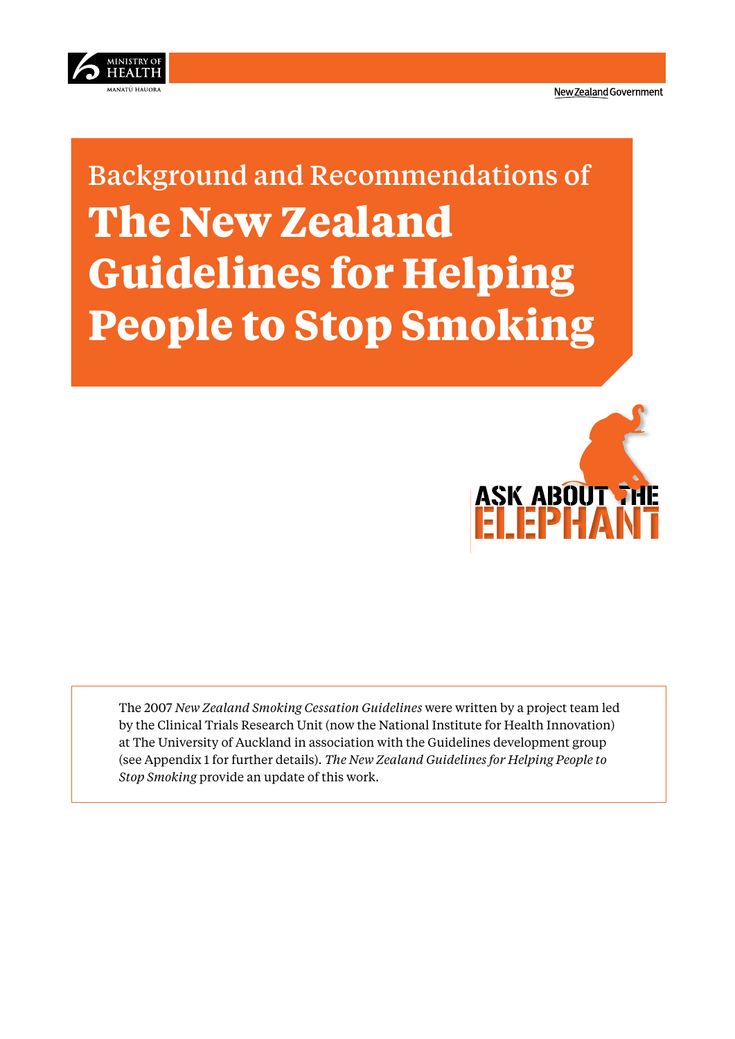MINISTRY OF HEALTH
MANATŪ HAUORA

New Zealand Government

Background and Recommendations of

# The New Zealand Guidelines for Helping People to Stop Smoking

ASK ABOUT THE ELEPHANT

The 2007 *New Zealand Smoking Cessation Guidelines* were written by a project team led by the Clinical Trials Research Unit (now the National Institute for Health Innovation) at The University of Auckland in association with the Guidelines development group (see Appendix 1 for further details). *The New Zealand Guidelines for Helping People to Stop Smoking* provide an update of this work.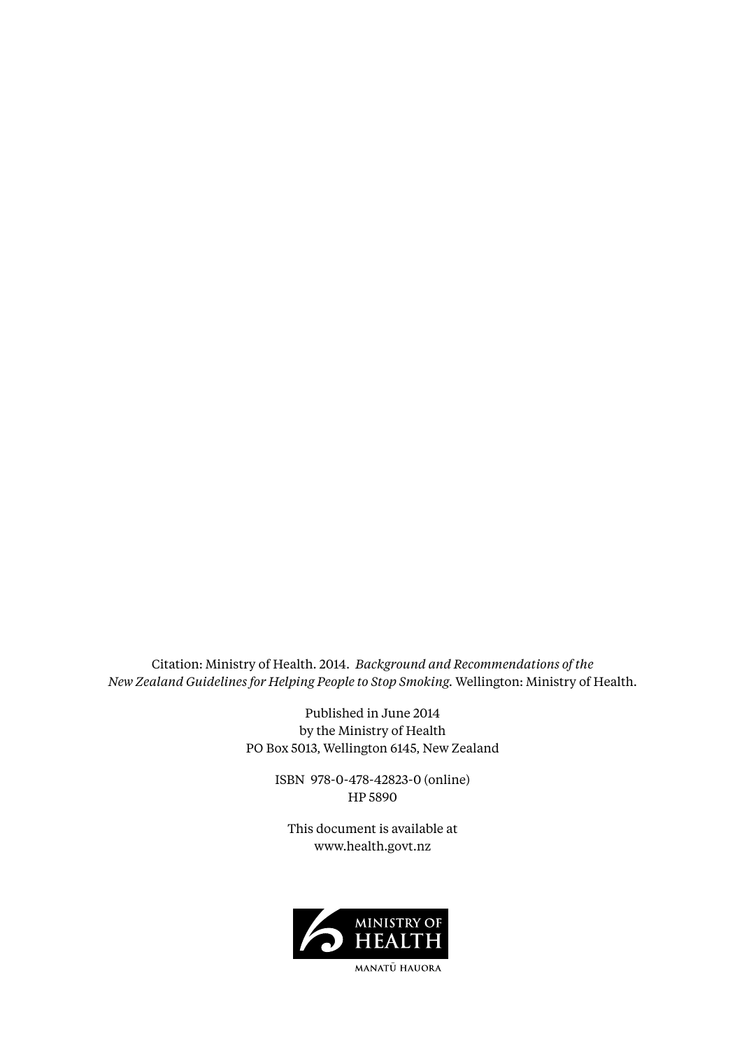Citation: Ministry of Health. 2014. *Background and Recommendations of the New Zealand Guidelines for Helping People to Stop Smoking.* Wellington: Ministry of Health.

Published in June 2014
by the Ministry of Health
PO Box 5013, Wellington 6145, New Zealand

ISBN 978-0-478-42823-0 (online)
HP 5890

This document is available at
www.health.govt.nz

MINISTRY OF HEALTH
MANATŪ HAUORA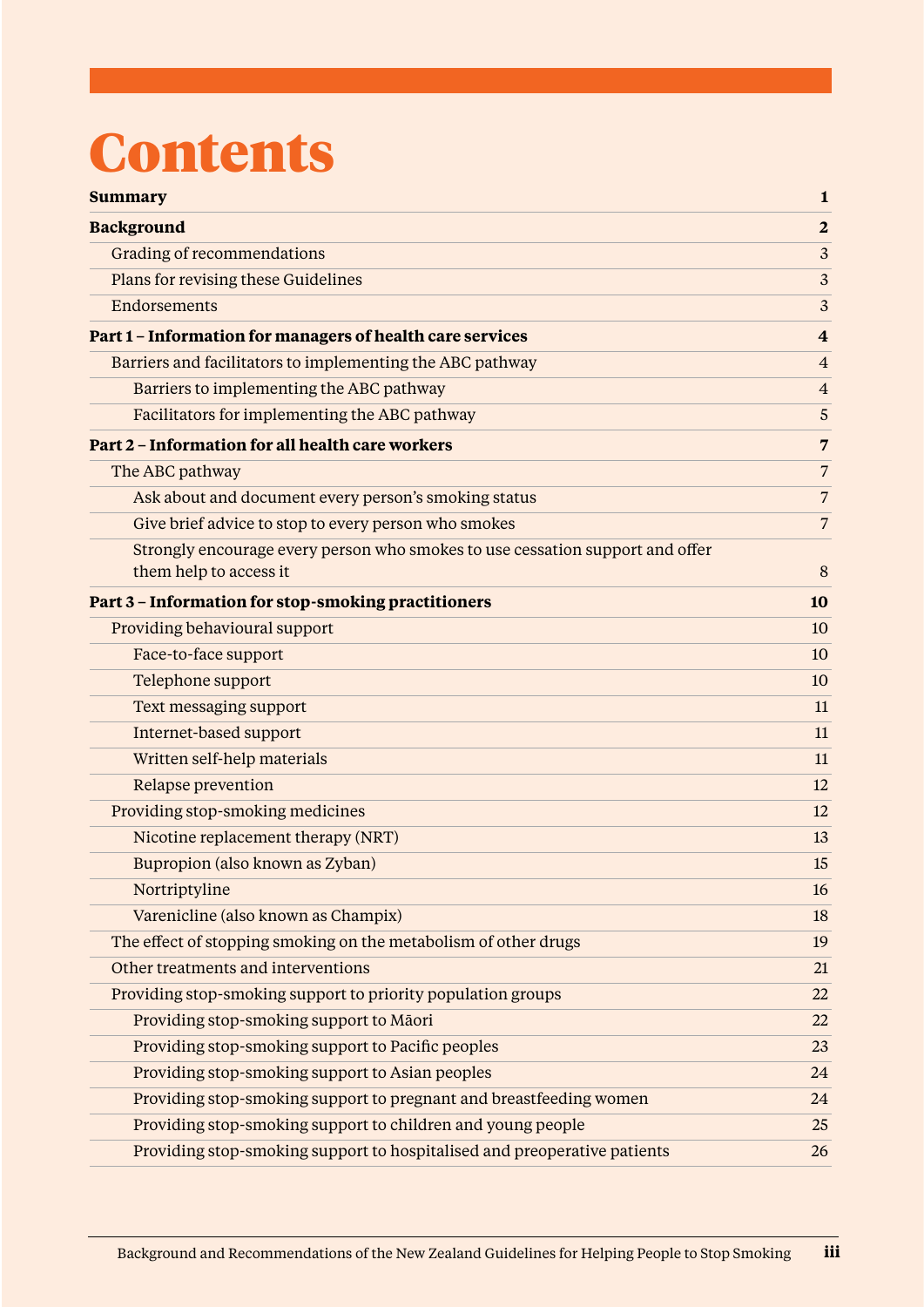# Contents

| | |
|---|---|
| **Summary** | **1** |
| **Background** | **2** |
| Grading of recommendations | 3 |
| Plans for revising these Guidelines | 3 |
| Endorsements | 3 |
| **Part 1 – Information for managers of health care services** | **4** |
| Barriers and facilitators to implementing the ABC pathway | 4 |
| Barriers to implementing the ABC pathway | 4 |
| Facilitators for implementing the ABC pathway | 5 |
| **Part 2 – Information for all health care workers** | **7** |
| The ABC pathway | 7 |
| Ask about and document every person's smoking status | 7 |
| Give brief advice to stop to every person who smokes | 7 |
| Strongly encourage every person who smokes to use cessation support and offer them help to access it | 8 |
| **Part 3 – Information for stop-smoking practitioners** | **10** |
| Providing behavioural support | 10 |
| Face-to-face support | 10 |
| Telephone support | 10 |
| Text messaging support | 11 |
| Internet-based support | 11 |
| Written self-help materials | 11 |
| Relapse prevention | 12 |
| Providing stop-smoking medicines | 12 |
| Nicotine replacement therapy (NRT) | 13 |
| Bupropion (also known as Zyban) | 15 |
| Nortriptyline | 16 |
| Varenicline (also known as Champix) | 18 |
| The effect of stopping smoking on the metabolism of other drugs | 19 |
| Other treatments and interventions | 21 |
| Providing stop-smoking support to priority population groups | 22 |
| Providing stop-smoking support to Māori | 22 |
| Providing stop-smoking support to Pacific peoples | 23 |
| Providing stop-smoking support to Asian peoples | 24 |
| Providing stop-smoking support to pregnant and breastfeeding women | 24 |
| Providing stop-smoking support to children and young people | 25 |
| Providing stop-smoking support to hospitalised and preoperative patients | 26 |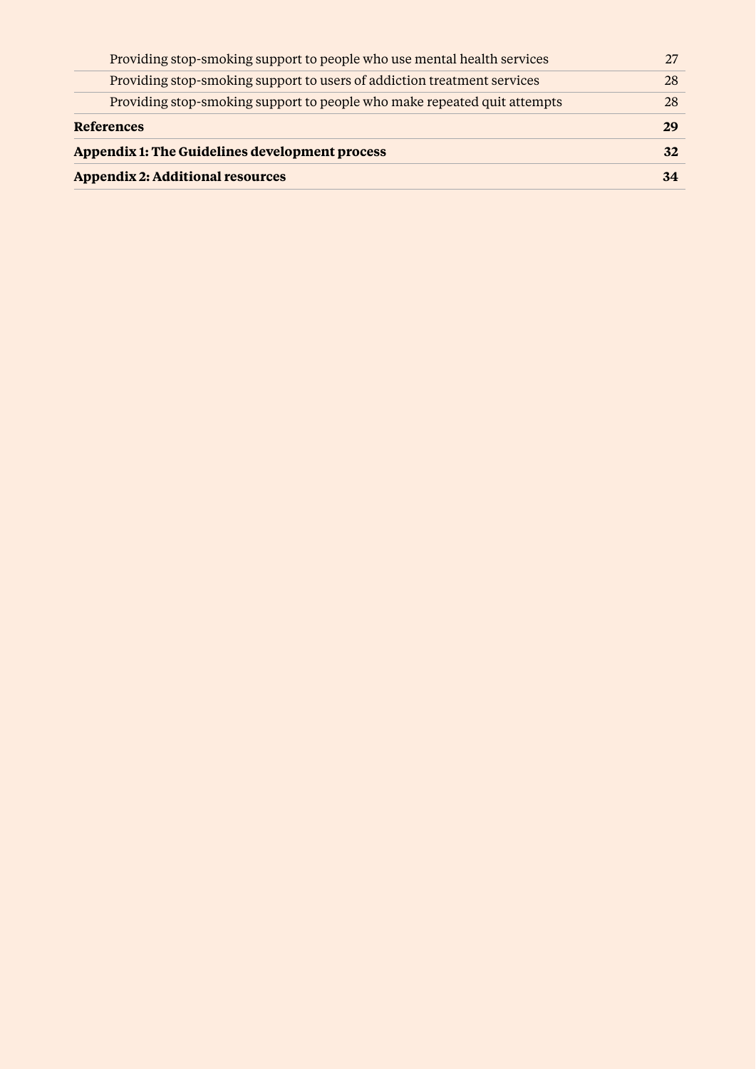| | |
|---|---|
| Providing stop-smoking support to people who use mental health services | 27 |
| Providing stop-smoking support to users of addiction treatment services | 28 |
| Providing stop-smoking support to people who make repeated quit attempts | 28 |
| **References** | **29** |
| **Appendix 1: The Guidelines development process** | **32** |
| **Appendix 2: Additional resources** | **34** |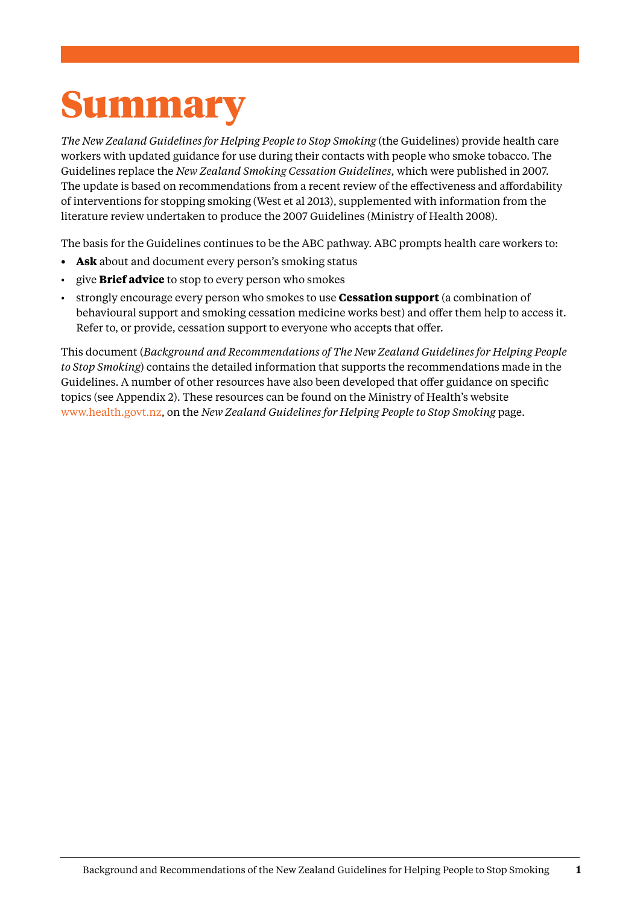# Summary

*The New Zealand Guidelines for Helping People to Stop Smoking* (the Guidelines) provide health care workers with updated guidance for use during their contacts with people who smoke tobacco. The Guidelines replace the *New Zealand Smoking Cessation Guidelines*, which were published in 2007. The update is based on recommendations from a recent review of the effectiveness and affordability of interventions for stopping smoking (West et al 2013), supplemented with information from the literature review undertaken to produce the 2007 Guidelines (Ministry of Health 2008).

The basis for the Guidelines continues to be the ABC pathway. ABC prompts health care workers to:

- **Ask** about and document every person's smoking status
- give **Brief advice** to stop to every person who smokes
- strongly encourage every person who smokes to use **Cessation support** (a combination of behavioural support and smoking cessation medicine works best) and offer them help to access it. Refer to, or provide, cessation support to everyone who accepts that offer.

This document (*Background and Recommendations of The New Zealand Guidelines for Helping People to Stop Smoking*) contains the detailed information that supports the recommendations made in the Guidelines. A number of other resources have also been developed that offer guidance on specific topics (see Appendix 2). These resources can be found on the Ministry of Health's website www.health.govt.nz, on the *New Zealand Guidelines for Helping People to Stop Smoking* page.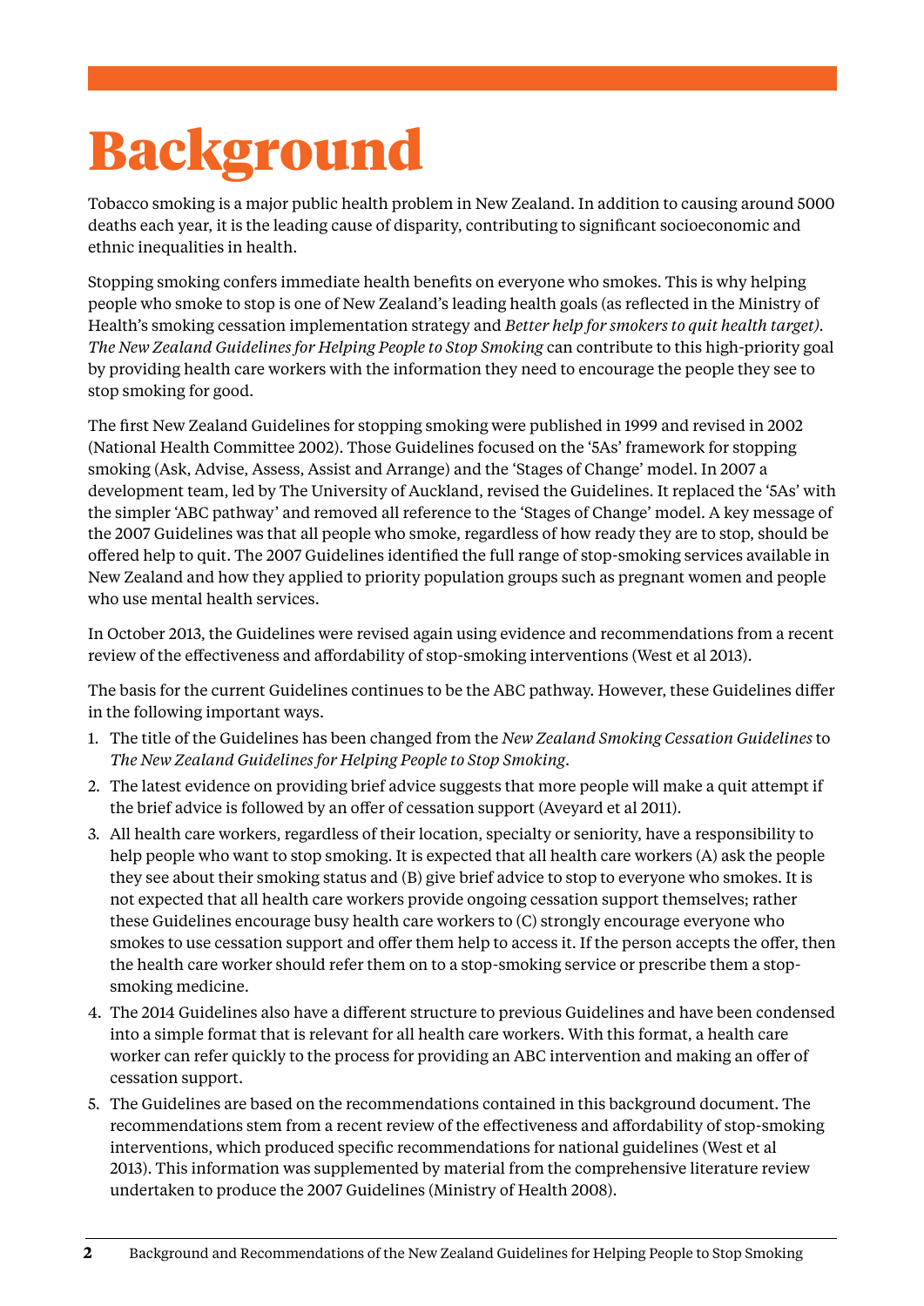# Background

Tobacco smoking is a major public health problem in New Zealand. In addition to causing around 5000 deaths each year, it is the leading cause of disparity, contributing to significant socioeconomic and ethnic inequalities in health.

Stopping smoking confers immediate health benefits on everyone who smokes. This is why helping people who smoke to stop is one of New Zealand's leading health goals (as reflected in the Ministry of Health's smoking cessation implementation strategy and *Better help for smokers to quit health target)*. *The New Zealand Guidelines for Helping People to Stop Smoking* can contribute to this high-priority goal by providing health care workers with the information they need to encourage the people they see to stop smoking for good.

The first New Zealand Guidelines for stopping smoking were published in 1999 and revised in 2002 (National Health Committee 2002). Those Guidelines focused on the '5As' framework for stopping smoking (Ask, Advise, Assess, Assist and Arrange) and the 'Stages of Change' model. In 2007 a development team, led by The University of Auckland, revised the Guidelines. It replaced the '5As' with the simpler 'ABC pathway' and removed all reference to the 'Stages of Change' model. A key message of the 2007 Guidelines was that all people who smoke, regardless of how ready they are to stop, should be offered help to quit. The 2007 Guidelines identified the full range of stop-smoking services available in New Zealand and how they applied to priority population groups such as pregnant women and people who use mental health services.

In October 2013, the Guidelines were revised again using evidence and recommendations from a recent review of the effectiveness and affordability of stop-smoking interventions (West et al 2013).

The basis for the current Guidelines continues to be the ABC pathway. However, these Guidelines differ in the following important ways.

1. The title of the Guidelines has been changed from the *New Zealand Smoking Cessation Guidelines* to *The New Zealand Guidelines for Helping People to Stop Smoking*.
2. The latest evidence on providing brief advice suggests that more people will make a quit attempt if the brief advice is followed by an offer of cessation support (Aveyard et al 2011).
3. All health care workers, regardless of their location, specialty or seniority, have a responsibility to help people who want to stop smoking. It is expected that all health care workers (A) ask the people they see about their smoking status and (B) give brief advice to stop to everyone who smokes. It is not expected that all health care workers provide ongoing cessation support themselves; rather these Guidelines encourage busy health care workers to (C) strongly encourage everyone who smokes to use cessation support and offer them help to access it. If the person accepts the offer, then the health care worker should refer them on to a stop-smoking service or prescribe them a stop-smoking medicine.
4. The 2014 Guidelines also have a different structure to previous Guidelines and have been condensed into a simple format that is relevant for all health care workers. With this format, a health care worker can refer quickly to the process for providing an ABC intervention and making an offer of cessation support.
5. The Guidelines are based on the recommendations contained in this background document. The recommendations stem from a recent review of the effectiveness and affordability of stop-smoking interventions, which produced specific recommendations for national guidelines (West et al 2013). This information was supplemented by material from the comprehensive literature review undertaken to produce the 2007 Guidelines (Ministry of Health 2008).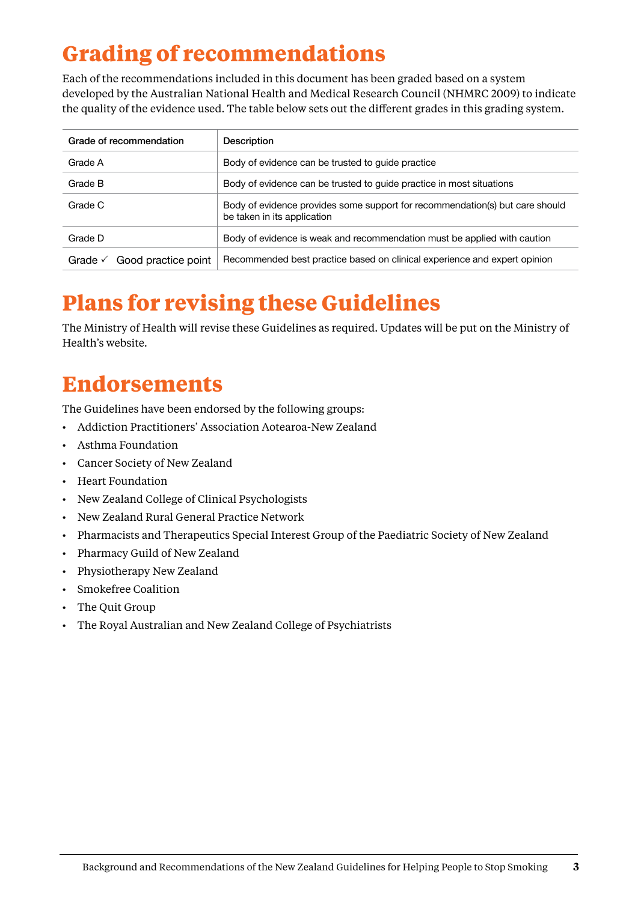## Grading of recommendations

Each of the recommendations included in this document has been graded based on a system developed by the Australian National Health and Medical Research Council (NHMRC 2009) to indicate the quality of the evidence used. The table below sets out the different grades in this grading system.

| Grade of recommendation | Description |
|---|---|
| Grade A | Body of evidence can be trusted to guide practice |
| Grade B | Body of evidence can be trusted to guide practice in most situations |
| Grade C | Body of evidence provides some support for recommendation(s) but care should be taken in its application |
| Grade D | Body of evidence is weak and recommendation must be applied with caution |
| Grade ✓ Good practice point | Recommended best practice based on clinical experience and expert opinion |

## Plans for revising these Guidelines

The Ministry of Health will revise these Guidelines as required. Updates will be put on the Ministry of Health's website.

## Endorsements

The Guidelines have been endorsed by the following groups:

- Addiction Practitioners' Association Aotearoa-New Zealand
- Asthma Foundation
- Cancer Society of New Zealand
- Heart Foundation
- New Zealand College of Clinical Psychologists
- New Zealand Rural General Practice Network
- Pharmacists and Therapeutics Special Interest Group of the Paediatric Society of New Zealand
- Pharmacy Guild of New Zealand
- Physiotherapy New Zealand
- Smokefree Coalition
- The Quit Group
- The Royal Australian and New Zealand College of Psychiatrists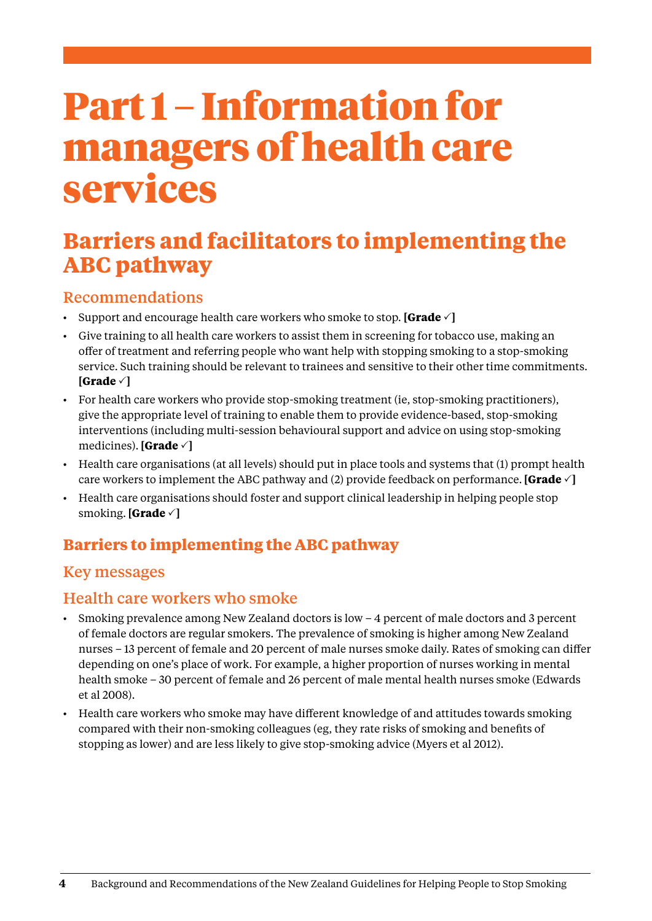# Part 1 – Information for managers of health care services

## Barriers and facilitators to implementing the ABC pathway

### Recommendations

- Support and encourage health care workers who smoke to stop. **[Grade ✓]**
- Give training to all health care workers to assist them in screening for tobacco use, making an offer of treatment and referring people who want help with stopping smoking to a stop-smoking service. Such training should be relevant to trainees and sensitive to their other time commitments. **[Grade ✓]**
- For health care workers who provide stop-smoking treatment (ie, stop-smoking practitioners), give the appropriate level of training to enable them to provide evidence-based, stop-smoking interventions (including multi-session behavioural support and advice on using stop-smoking medicines). **[Grade ✓]**
- Health care organisations (at all levels) should put in place tools and systems that (1) prompt health care workers to implement the ABC pathway and (2) provide feedback on performance. **[Grade ✓]**
- Health care organisations should foster and support clinical leadership in helping people stop smoking. **[Grade ✓]**

## Barriers to implementing the ABC pathway

### Key messages

### Health care workers who smoke

- Smoking prevalence among New Zealand doctors is low – 4 percent of male doctors and 3 percent of female doctors are regular smokers. The prevalence of smoking is higher among New Zealand nurses – 13 percent of female and 20 percent of male nurses smoke daily. Rates of smoking can differ depending on one's place of work. For example, a higher proportion of nurses working in mental health smoke – 30 percent of female and 26 percent of male mental health nurses smoke (Edwards et al 2008).
- Health care workers who smoke may have different knowledge of and attitudes towards smoking compared with their non-smoking colleagues (eg, they rate risks of smoking and benefits of stopping as lower) and are less likely to give stop-smoking advice (Myers et al 2012).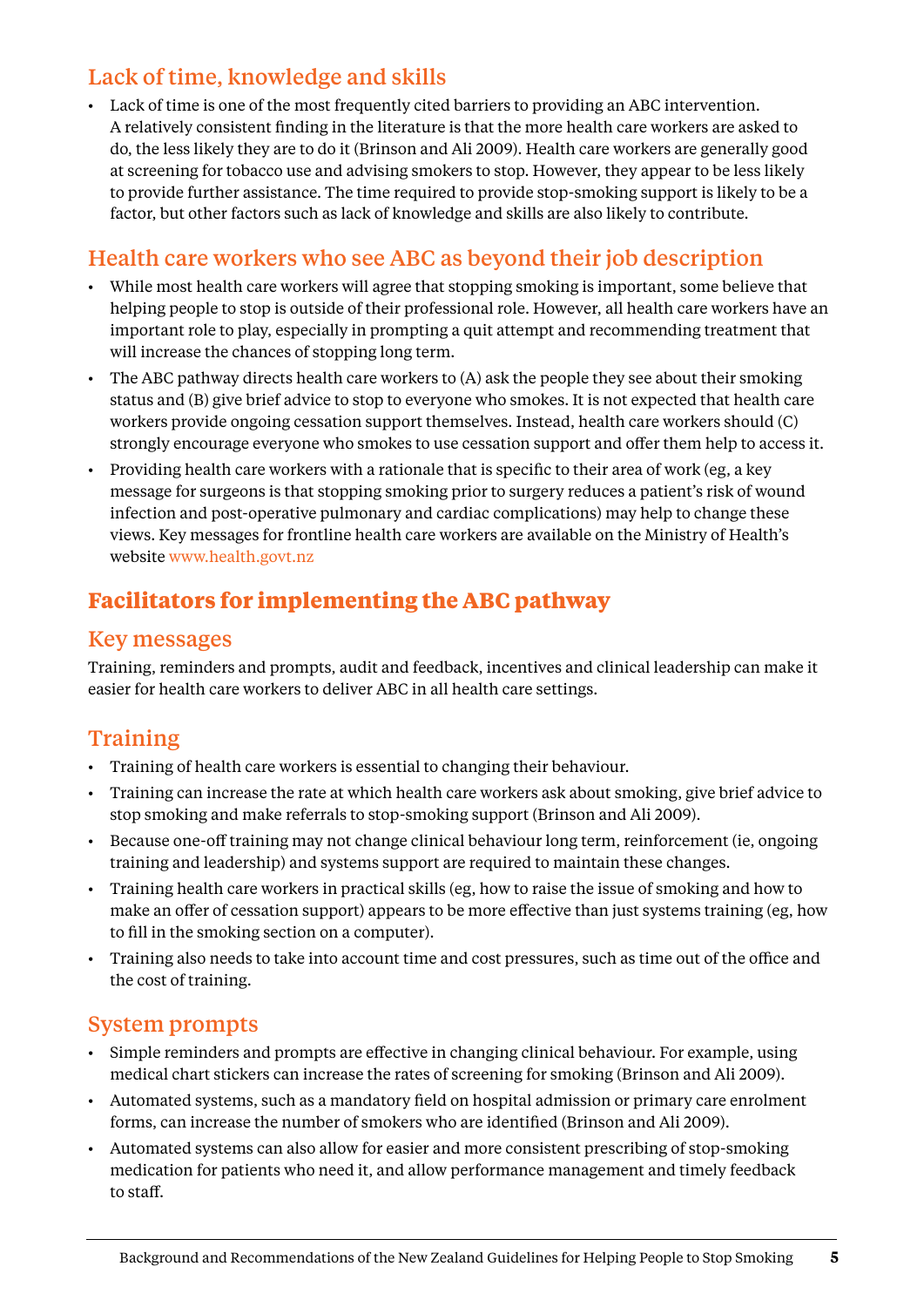### Lack of time, knowledge and skills

- Lack of time is one of the most frequently cited barriers to providing an ABC intervention. A relatively consistent finding in the literature is that the more health care workers are asked to do, the less likely they are to do it (Brinson and Ali 2009). Health care workers are generally good at screening for tobacco use and advising smokers to stop. However, they appear to be less likely to provide further assistance. The time required to provide stop-smoking support is likely to be a factor, but other factors such as lack of knowledge and skills are also likely to contribute.

### Health care workers who see ABC as beyond their job description

- While most health care workers will agree that stopping smoking is important, some believe that helping people to stop is outside of their professional role. However, all health care workers have an important role to play, especially in prompting a quit attempt and recommending treatment that will increase the chances of stopping long term.
- The ABC pathway directs health care workers to (A) ask the people they see about their smoking status and (B) give brief advice to stop to everyone who smokes. It is not expected that health care workers provide ongoing cessation support themselves. Instead, health care workers should (C) strongly encourage everyone who smokes to use cessation support and offer them help to access it.
- Providing health care workers with a rationale that is specific to their area of work (eg, a key message for surgeons is that stopping smoking prior to surgery reduces a patient's risk of wound infection and post-operative pulmonary and cardiac complications) may help to change these views. Key messages for frontline health care workers are available on the Ministry of Health's website www.health.govt.nz

## Facilitators for implementing the ABC pathway

### Key messages

Training, reminders and prompts, audit and feedback, incentives and clinical leadership can make it easier for health care workers to deliver ABC in all health care settings.

### Training

- Training of health care workers is essential to changing their behaviour.
- Training can increase the rate at which health care workers ask about smoking, give brief advice to stop smoking and make referrals to stop-smoking support (Brinson and Ali 2009).
- Because one-off training may not change clinical behaviour long term, reinforcement (ie, ongoing training and leadership) and systems support are required to maintain these changes.
- Training health care workers in practical skills (eg, how to raise the issue of smoking and how to make an offer of cessation support) appears to be more effective than just systems training (eg, how to fill in the smoking section on a computer).
- Training also needs to take into account time and cost pressures, such as time out of the office and the cost of training.

### System prompts

- Simple reminders and prompts are effective in changing clinical behaviour. For example, using medical chart stickers can increase the rates of screening for smoking (Brinson and Ali 2009).
- Automated systems, such as a mandatory field on hospital admission or primary care enrolment forms, can increase the number of smokers who are identified (Brinson and Ali 2009).
- Automated systems can also allow for easier and more consistent prescribing of stop-smoking medication for patients who need it, and allow performance management and timely feedback to staff.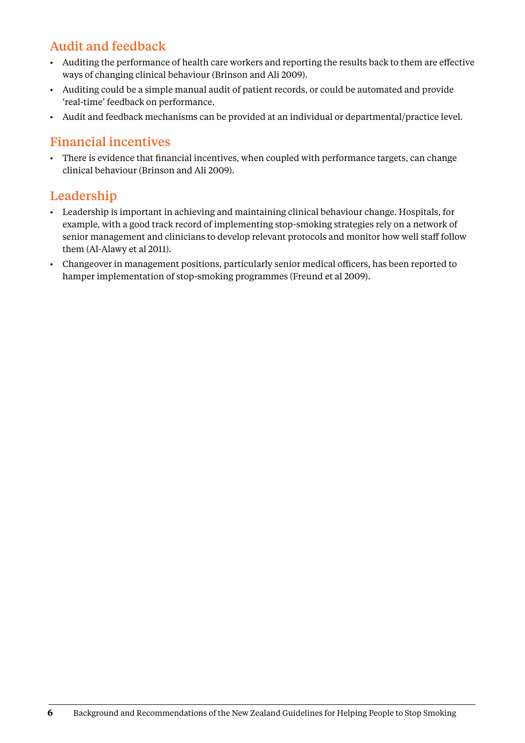## Audit and feedback

- Auditing the performance of health care workers and reporting the results back to them are effective ways of changing clinical behaviour (Brinson and Ali 2009).
- Auditing could be a simple manual audit of patient records, or could be automated and provide 'real-time' feedback on performance.
- Audit and feedback mechanisms can be provided at an individual or departmental/practice level.

## Financial incentives

- There is evidence that financial incentives, when coupled with performance targets, can change clinical behaviour (Brinson and Ali 2009).

## Leadership

- Leadership is important in achieving and maintaining clinical behaviour change. Hospitals, for example, with a good track record of implementing stop-smoking strategies rely on a network of senior management and clinicians to develop relevant protocols and monitor how well staff follow them (Al-Alawy et al 2011).
- Changeover in management positions, particularly senior medical officers, has been reported to hamper implementation of stop-smoking programmes (Freund et al 2009).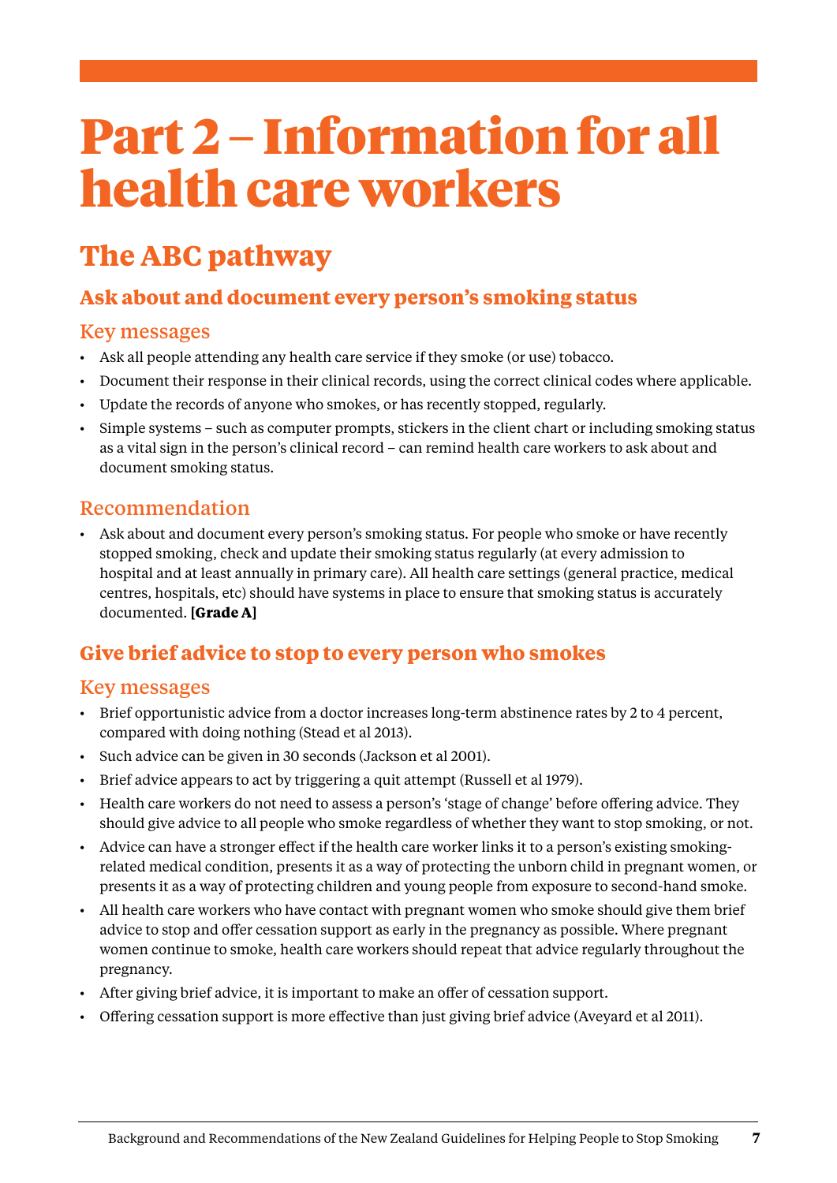# Part 2 – Information for all health care workers

## The ABC pathway

### Ask about and document every person's smoking status

#### Key messages

- Ask all people attending any health care service if they smoke (or use) tobacco.
- Document their response in their clinical records, using the correct clinical codes where applicable.
- Update the records of anyone who smokes, or has recently stopped, regularly.
- Simple systems – such as computer prompts, stickers in the client chart or including smoking status as a vital sign in the person's clinical record – can remind health care workers to ask about and document smoking status.

#### Recommendation

- Ask about and document every person's smoking status. For people who smoke or have recently stopped smoking, check and update their smoking status regularly (at every admission to hospital and at least annually in primary care). All health care settings (general practice, medical centres, hospitals, etc) should have systems in place to ensure that smoking status is accurately documented. **[Grade A]**

### Give brief advice to stop to every person who smokes

#### Key messages

- Brief opportunistic advice from a doctor increases long-term abstinence rates by 2 to 4 percent, compared with doing nothing (Stead et al 2013).
- Such advice can be given in 30 seconds (Jackson et al 2001).
- Brief advice appears to act by triggering a quit attempt (Russell et al 1979).
- Health care workers do not need to assess a person's 'stage of change' before offering advice. They should give advice to all people who smoke regardless of whether they want to stop smoking, or not.
- Advice can have a stronger effect if the health care worker links it to a person's existing smoking-related medical condition, presents it as a way of protecting the unborn child in pregnant women, or presents it as a way of protecting children and young people from exposure to second-hand smoke.
- All health care workers who have contact with pregnant women who smoke should give them brief advice to stop and offer cessation support as early in the pregnancy as possible. Where pregnant women continue to smoke, health care workers should repeat that advice regularly throughout the pregnancy.
- After giving brief advice, it is important to make an offer of cessation support.
- Offering cessation support is more effective than just giving brief advice (Aveyard et al 2011).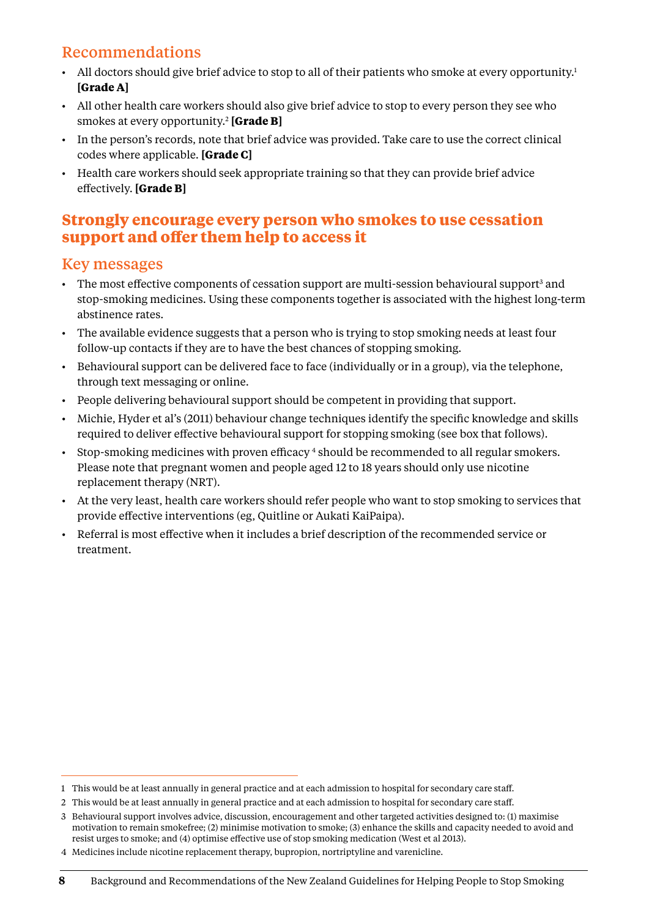## Recommendations

- All doctors should give brief advice to stop to all of their patients who smoke at every opportunity.[1] **[Grade A]**
- All other health care workers should also give brief advice to stop to every person they see who smokes at every opportunity.[2] **[Grade B]**
- In the person's records, note that brief advice was provided. Take care to use the correct clinical codes where applicable. **[Grade C]**
- Health care workers should seek appropriate training so that they can provide brief advice effectively. **[Grade B]**

# Strongly encourage every person who smokes to use cessation support and offer them help to access it

## Key messages

- The most effective components of cessation support are multi-session behavioural support[3] and stop-smoking medicines. Using these components together is associated with the highest long-term abstinence rates.
- The available evidence suggests that a person who is trying to stop smoking needs at least four follow-up contacts if they are to have the best chances of stopping smoking.
- Behavioural support can be delivered face to face (individually or in a group), via the telephone, through text messaging or online.
- People delivering behavioural support should be competent in providing that support.
- Michie, Hyder et al's (2011) behaviour change techniques identify the specific knowledge and skills required to deliver effective behavioural support for stopping smoking (see box that follows).
- Stop-smoking medicines with proven efficacy [4] should be recommended to all regular smokers. Please note that pregnant women and people aged 12 to 18 years should only use nicotine replacement therapy (NRT).
- At the very least, health care workers should refer people who want to stop smoking to services that provide effective interventions (eg, Quitline or Aukati KaiPaipa).
- Referral is most effective when it includes a brief description of the recommended service or treatment.

---

1 This would be at least annually in general practice and at each admission to hospital for secondary care staff.

2 This would be at least annually in general practice and at each admission to hospital for secondary care staff.

3 Behavioural support involves advice, discussion, encouragement and other targeted activities designed to: (1) maximise motivation to remain smokefree; (2) minimise motivation to smoke; (3) enhance the skills and capacity needed to avoid and resist urges to smoke; and (4) optimise effective use of stop smoking medication (West et al 2013).

4 Medicines include nicotine replacement therapy, bupropion, nortriptyline and varenicline.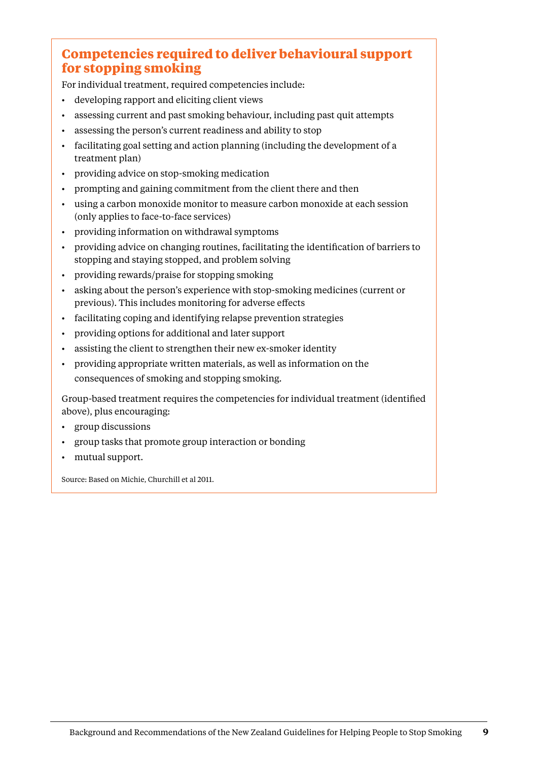## Competencies required to deliver behavioural support for stopping smoking

For individual treatment, required competencies include:

- developing rapport and eliciting client views
- assessing current and past smoking behaviour, including past quit attempts
- assessing the person's current readiness and ability to stop
- facilitating goal setting and action planning (including the development of a treatment plan)
- providing advice on stop-smoking medication
- prompting and gaining commitment from the client there and then
- using a carbon monoxide monitor to measure carbon monoxide at each session (only applies to face-to-face services)
- providing information on withdrawal symptoms
- providing advice on changing routines, facilitating the identification of barriers to stopping and staying stopped, and problem solving
- providing rewards/praise for stopping smoking
- asking about the person's experience with stop-smoking medicines (current or previous). This includes monitoring for adverse effects
- facilitating coping and identifying relapse prevention strategies
- providing options for additional and later support
- assisting the client to strengthen their new ex-smoker identity
- providing appropriate written materials, as well as information on the consequences of smoking and stopping smoking.

Group-based treatment requires the competencies for individual treatment (identified above), plus encouraging:

- group discussions
- group tasks that promote group interaction or bonding
- mutual support.

Source: Based on Michie, Churchill et al 2011.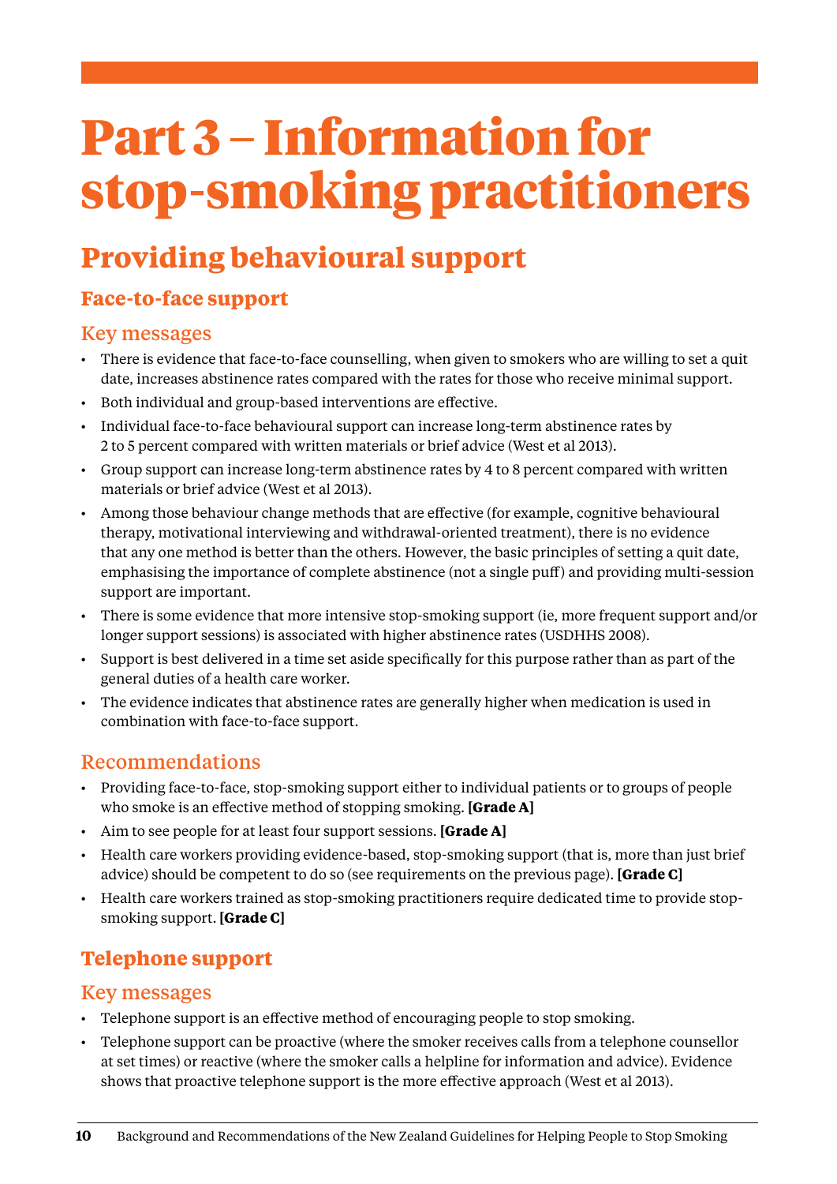# Part 3 – Information for stop-smoking practitioners

## Providing behavioural support

### Face-to-face support

#### Key messages

- There is evidence that face-to-face counselling, when given to smokers who are willing to set a quit date, increases abstinence rates compared with the rates for those who receive minimal support.
- Both individual and group-based interventions are effective.
- Individual face-to-face behavioural support can increase long-term abstinence rates by 2 to 5 percent compared with written materials or brief advice (West et al 2013).
- Group support can increase long-term abstinence rates by 4 to 8 percent compared with written materials or brief advice (West et al 2013).
- Among those behaviour change methods that are effective (for example, cognitive behavioural therapy, motivational interviewing and withdrawal-oriented treatment), there is no evidence that any one method is better than the others. However, the basic principles of setting a quit date, emphasising the importance of complete abstinence (not a single puff) and providing multi-session support are important.
- There is some evidence that more intensive stop-smoking support (ie, more frequent support and/or longer support sessions) is associated with higher abstinence rates (USDHHS 2008).
- Support is best delivered in a time set aside specifically for this purpose rather than as part of the general duties of a health care worker.
- The evidence indicates that abstinence rates are generally higher when medication is used in combination with face-to-face support.

#### Recommendations

- Providing face-to-face, stop-smoking support either to individual patients or to groups of people who smoke is an effective method of stopping smoking. **[Grade A]**
- Aim to see people for at least four support sessions. **[Grade A]**
- Health care workers providing evidence-based, stop-smoking support (that is, more than just brief advice) should be competent to do so (see requirements on the previous page). **[Grade C]**
- Health care workers trained as stop-smoking practitioners require dedicated time to provide stop-smoking support. **[Grade C]**

### Telephone support

#### Key messages

- Telephone support is an effective method of encouraging people to stop smoking.
- Telephone support can be proactive (where the smoker receives calls from a telephone counsellor at set times) or reactive (where the smoker calls a helpline for information and advice). Evidence shows that proactive telephone support is the more effective approach (West et al 2013).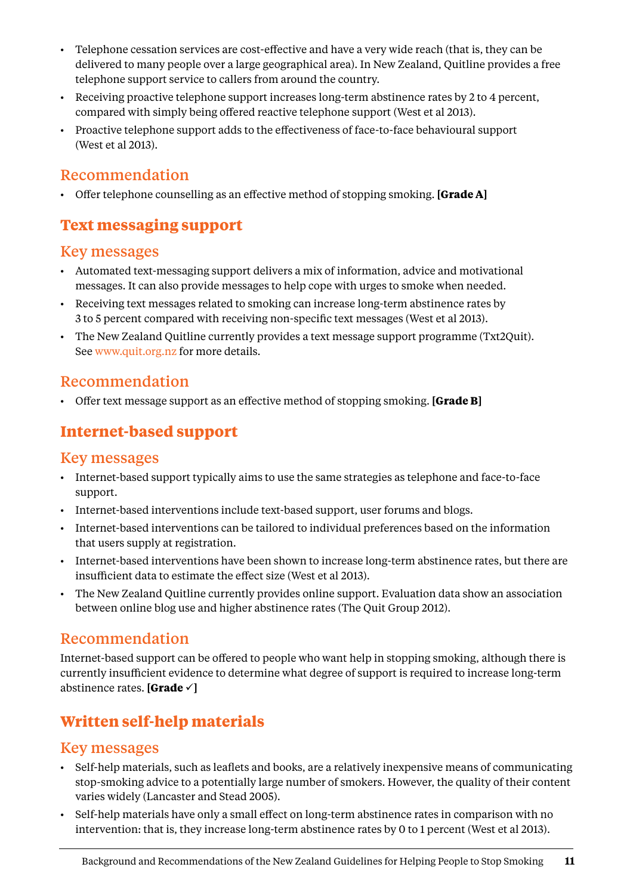- Telephone cessation services are cost-effective and have a very wide reach (that is, they can be delivered to many people over a large geographical area). In New Zealand, Quitline provides a free telephone support service to callers from around the country.
- Receiving proactive telephone support increases long-term abstinence rates by 2 to 4 percent, compared with simply being offered reactive telephone support (West et al 2013).
- Proactive telephone support adds to the effectiveness of face-to-face behavioural support (West et al 2013).

### Recommendation

- Offer telephone counselling as an effective method of stopping smoking. **[Grade A]**

## Text messaging support

### Key messages

- Automated text-messaging support delivers a mix of information, advice and motivational messages. It can also provide messages to help cope with urges to smoke when needed.
- Receiving text messages related to smoking can increase long-term abstinence rates by 3 to 5 percent compared with receiving non-specific text messages (West et al 2013).
- The New Zealand Quitline currently provides a text message support programme (Txt2Quit). See www.quit.org.nz for more details.

### Recommendation

- Offer text message support as an effective method of stopping smoking. **[Grade B]**

## Internet-based support

### Key messages

- Internet-based support typically aims to use the same strategies as telephone and face-to-face support.
- Internet-based interventions include text-based support, user forums and blogs.
- Internet-based interventions can be tailored to individual preferences based on the information that users supply at registration.
- Internet-based interventions have been shown to increase long-term abstinence rates, but there are insufficient data to estimate the effect size (West et al 2013).
- The New Zealand Quitline currently provides online support. Evaluation data show an association between online blog use and higher abstinence rates (The Quit Group 2012).

### Recommendation

Internet-based support can be offered to people who want help in stopping smoking, although there is currently insufficient evidence to determine what degree of support is required to increase long-term abstinence rates. **[Grade ✓]**

## Written self-help materials

### Key messages

- Self-help materials, such as leaflets and books, are a relatively inexpensive means of communicating stop-smoking advice to a potentially large number of smokers. However, the quality of their content varies widely (Lancaster and Stead 2005).
- Self-help materials have only a small effect on long-term abstinence rates in comparison with no intervention: that is, they increase long-term abstinence rates by 0 to 1 percent (West et al 2013).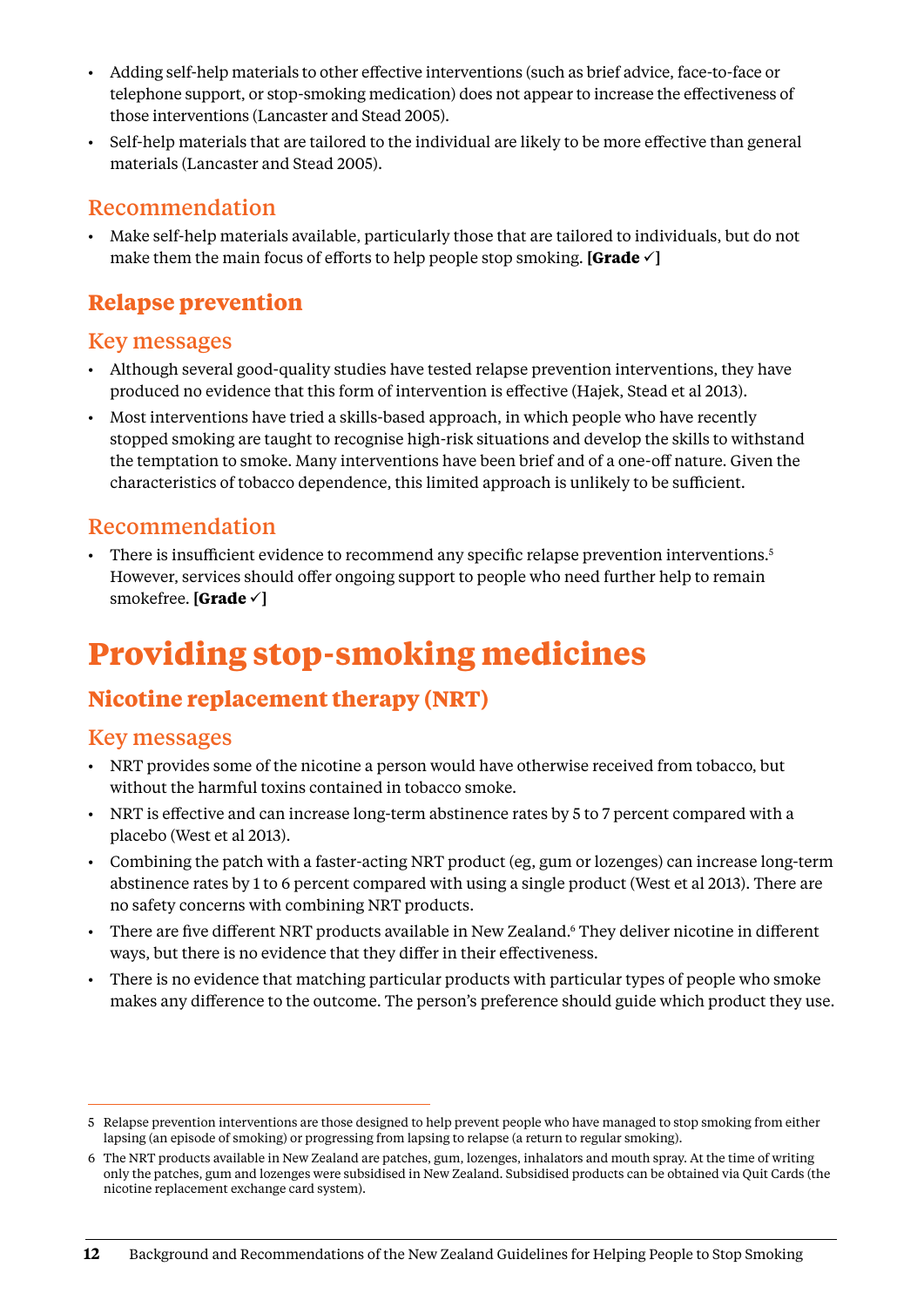- Adding self-help materials to other effective interventions (such as brief advice, face-to-face or telephone support, or stop-smoking medication) does not appear to increase the effectiveness of those interventions (Lancaster and Stead 2005).
- Self-help materials that are tailored to the individual are likely to be more effective than general materials (Lancaster and Stead 2005).

### Recommendation

- Make self-help materials available, particularly those that are tailored to individuals, but do not make them the main focus of efforts to help people stop smoking. **[Grade ✓]**

## Relapse prevention

### Key messages

- Although several good-quality studies have tested relapse prevention interventions, they have produced no evidence that this form of intervention is effective (Hajek, Stead et al 2013).
- Most interventions have tried a skills-based approach, in which people who have recently stopped smoking are taught to recognise high-risk situations and develop the skills to withstand the temptation to smoke. Many interventions have been brief and of a one-off nature. Given the characteristics of tobacco dependence, this limited approach is unlikely to be sufficient.

### Recommendation

- There is insufficient evidence to recommend any specific relapse prevention interventions.[5] However, services should offer ongoing support to people who need further help to remain smokefree. **[Grade ✓]**

# Providing stop-smoking medicines

## Nicotine replacement therapy (NRT)

### Key messages

- NRT provides some of the nicotine a person would have otherwise received from tobacco, but without the harmful toxins contained in tobacco smoke.
- NRT is effective and can increase long-term abstinence rates by 5 to 7 percent compared with a placebo (West et al 2013).
- Combining the patch with a faster-acting NRT product (eg, gum or lozenges) can increase long-term abstinence rates by 1 to 6 percent compared with using a single product (West et al 2013). There are no safety concerns with combining NRT products.
- There are five different NRT products available in New Zealand.[6] They deliver nicotine in different ways, but there is no evidence that they differ in their effectiveness.
- There is no evidence that matching particular products with particular types of people who smoke makes any difference to the outcome. The person's preference should guide which product they use.

---

5 Relapse prevention interventions are those designed to help prevent people who have managed to stop smoking from either lapsing (an episode of smoking) or progressing from lapsing to relapse (a return to regular smoking).

6 The NRT products available in New Zealand are patches, gum, lozenges, inhalators and mouth spray. At the time of writing only the patches, gum and lozenges were subsidised in New Zealand. Subsidised products can be obtained via Quit Cards (the nicotine replacement exchange card system).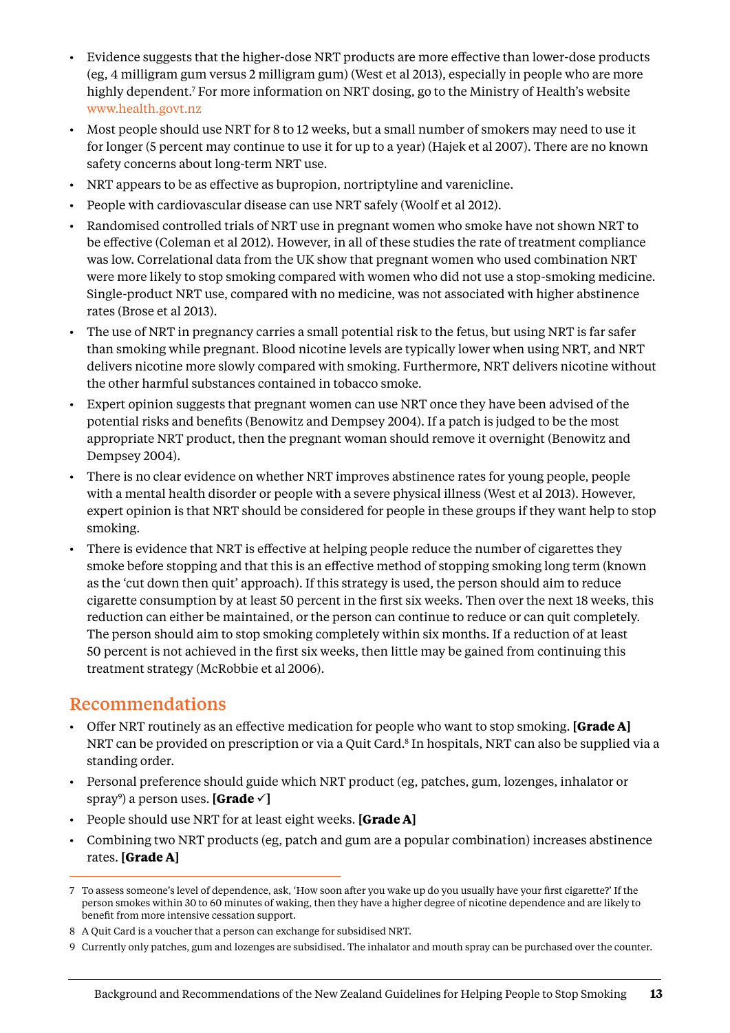- Evidence suggests that the higher-dose NRT products are more effective than lower-dose products (eg, 4 milligram gum versus 2 milligram gum) (West et al 2013), especially in people who are more highly dependent.[7] For more information on NRT dosing, go to the Ministry of Health's website www.health.govt.nz
- Most people should use NRT for 8 to 12 weeks, but a small number of smokers may need to use it for longer (5 percent may continue to use it for up to a year) (Hajek et al 2007). There are no known safety concerns about long-term NRT use.
- NRT appears to be as effective as bupropion, nortriptyline and varenicline.
- People with cardiovascular disease can use NRT safely (Woolf et al 2012).
- Randomised controlled trials of NRT use in pregnant women who smoke have not shown NRT to be effective (Coleman et al 2012). However, in all of these studies the rate of treatment compliance was low. Correlational data from the UK show that pregnant women who used combination NRT were more likely to stop smoking compared with women who did not use a stop-smoking medicine. Single-product NRT use, compared with no medicine, was not associated with higher abstinence rates (Brose et al 2013).
- The use of NRT in pregnancy carries a small potential risk to the fetus, but using NRT is far safer than smoking while pregnant. Blood nicotine levels are typically lower when using NRT, and NRT delivers nicotine more slowly compared with smoking. Furthermore, NRT delivers nicotine without the other harmful substances contained in tobacco smoke.
- Expert opinion suggests that pregnant women can use NRT once they have been advised of the potential risks and benefits (Benowitz and Dempsey 2004). If a patch is judged to be the most appropriate NRT product, then the pregnant woman should remove it overnight (Benowitz and Dempsey 2004).
- There is no clear evidence on whether NRT improves abstinence rates for young people, people with a mental health disorder or people with a severe physical illness (West et al 2013). However, expert opinion is that NRT should be considered for people in these groups if they want help to stop smoking.
- There is evidence that NRT is effective at helping people reduce the number of cigarettes they smoke before stopping and that this is an effective method of stopping smoking long term (known as the 'cut down then quit' approach). If this strategy is used, the person should aim to reduce cigarette consumption by at least 50 percent in the first six weeks. Then over the next 18 weeks, this reduction can either be maintained, or the person can continue to reduce or can quit completely. The person should aim to stop smoking completely within six months. If a reduction of at least 50 percent is not achieved in the first six weeks, then little may be gained from continuing this treatment strategy (McRobbie et al 2006).

## Recommendations

- Offer NRT routinely as an effective medication for people who want to stop smoking. **[Grade A]** NRT can be provided on prescription or via a Quit Card.[8] In hospitals, NRT can also be supplied via a standing order.
- Personal preference should guide which NRT product (eg, patches, gum, lozenges, inhalator or spray[9]) a person uses. **[Grade ✓]**
- People should use NRT for at least eight weeks. **[Grade A]**
- Combining two NRT products (eg, patch and gum are a popular combination) increases abstinence rates. **[Grade A]**

---

7 To assess someone's level of dependence, ask, 'How soon after you wake up do you usually have your first cigarette?' If the person smokes within 30 to 60 minutes of waking, then they have a higher degree of nicotine dependence and are likely to benefit from more intensive cessation support.

8 A Quit Card is a voucher that a person can exchange for subsidised NRT.

9 Currently only patches, gum and lozenges are subsidised. The inhalator and mouth spray can be purchased over the counter.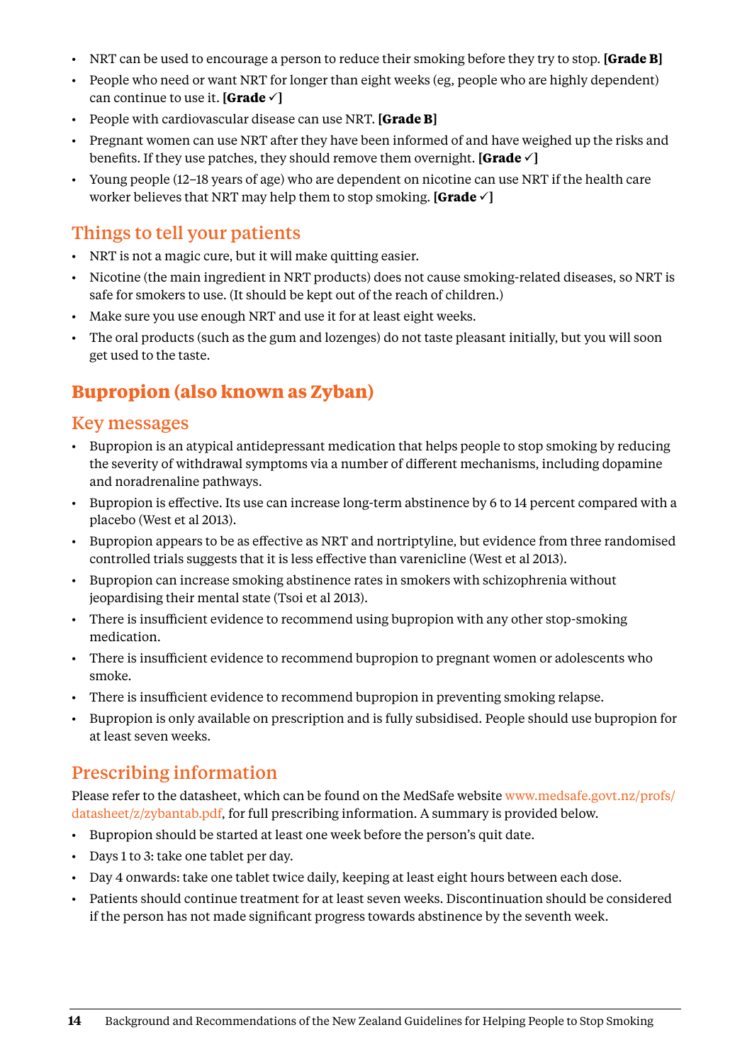- NRT can be used to encourage a person to reduce their smoking before they try to stop. **[Grade B]**
- People who need or want NRT for longer than eight weeks (eg, people who are highly dependent) can continue to use it. **[Grade ✓]**
- People with cardiovascular disease can use NRT. **[Grade B]**
- Pregnant women can use NRT after they have been informed of and have weighed up the risks and benefits. If they use patches, they should remove them overnight. **[Grade ✓]**
- Young people (12–18 years of age) who are dependent on nicotine can use NRT if the health care worker believes that NRT may help them to stop smoking. **[Grade ✓]**

### Things to tell your patients

- NRT is not a magic cure, but it will make quitting easier.
- Nicotine (the main ingredient in NRT products) does not cause smoking-related diseases, so NRT is safe for smokers to use. (It should be kept out of the reach of children.)
- Make sure you use enough NRT and use it for at least eight weeks.
- The oral products (such as the gum and lozenges) do not taste pleasant initially, but you will soon get used to the taste.

## Bupropion (also known as Zyban)

### Key messages

- Bupropion is an atypical antidepressant medication that helps people to stop smoking by reducing the severity of withdrawal symptoms via a number of different mechanisms, including dopamine and noradrenaline pathways.
- Bupropion is effective. Its use can increase long-term abstinence by 6 to 14 percent compared with a placebo (West et al 2013).
- Bupropion appears to be as effective as NRT and nortriptyline, but evidence from three randomised controlled trials suggests that it is less effective than varenicline (West et al 2013).
- Bupropion can increase smoking abstinence rates in smokers with schizophrenia without jeopardising their mental state (Tsoi et al 2013).
- There is insufficient evidence to recommend using bupropion with any other stop-smoking medication.
- There is insufficient evidence to recommend bupropion to pregnant women or adolescents who smoke.
- There is insufficient evidence to recommend bupropion in preventing smoking relapse.
- Bupropion is only available on prescription and is fully subsidised. People should use bupropion for at least seven weeks.

### Prescribing information

Please refer to the datasheet, which can be found on the MedSafe website www.medsafe.govt.nz/profs/datasheet/z/zybantab.pdf, for full prescribing information. A summary is provided below.

- Bupropion should be started at least one week before the person's quit date.
- Days 1 to 3: take one tablet per day.
- Day 4 onwards: take one tablet twice daily, keeping at least eight hours between each dose.
- Patients should continue treatment for at least seven weeks. Discontinuation should be considered if the person has not made significant progress towards abstinence by the seventh week.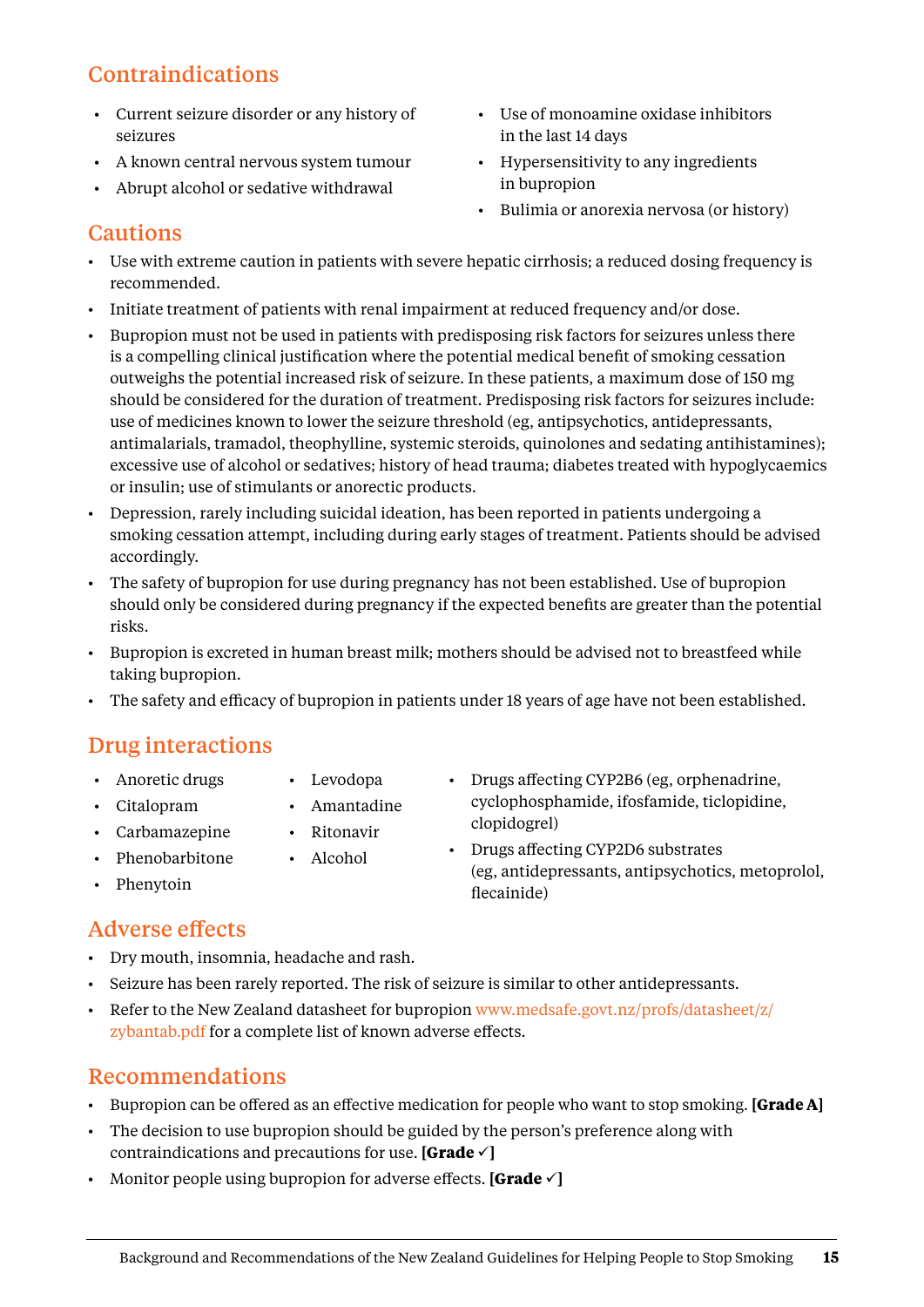## Contraindications

- Current seizure disorder or any history of seizures
- A known central nervous system tumour
- Abrupt alcohol or sedative withdrawal
- Use of monoamine oxidase inhibitors in the last 14 days
- Hypersensitivity to any ingredients in bupropion
- Bulimia or anorexia nervosa (or history)

## Cautions

- Use with extreme caution in patients with severe hepatic cirrhosis; a reduced dosing frequency is recommended.
- Initiate treatment of patients with renal impairment at reduced frequency and/or dose.
- Bupropion must not be used in patients with predisposing risk factors for seizures unless there is a compelling clinical justification where the potential medical benefit of smoking cessation outweighs the potential increased risk of seizure. In these patients, a maximum dose of 150 mg should be considered for the duration of treatment. Predisposing risk factors for seizures include: use of medicines known to lower the seizure threshold (eg, antipsychotics, antidepressants, antimalarials, tramadol, theophylline, systemic steroids, quinolones and sedating antihistamines); excessive use of alcohol or sedatives; history of head trauma; diabetes treated with hypoglycaemics or insulin; use of stimulants or anorectic products.
- Depression, rarely including suicidal ideation, has been reported in patients undergoing a smoking cessation attempt, including during early stages of treatment. Patients should be advised accordingly.
- The safety of bupropion for use during pregnancy has not been established. Use of bupropion should only be considered during pregnancy if the expected benefits are greater than the potential risks.
- Bupropion is excreted in human breast milk; mothers should be advised not to breastfeed while taking bupropion.
- The safety and efficacy of bupropion in patients under 18 years of age have not been established.

## Drug interactions

- Anoretic drugs
- Citalopram
- Carbamazepine
- Phenobarbitone
- Phenytoin
- Levodopa
- Amantadine
- Ritonavir
- Alcohol
- Drugs affecting CYP2B6 (eg, orphenadrine, cyclophosphamide, ifosfamide, ticlopidine, clopidogrel)
- Drugs affecting CYP2D6 substrates (eg, antidepressants, antipsychotics, metoprolol, flecainide)

## Adverse effects

- Dry mouth, insomnia, headache and rash.
- Seizure has been rarely reported. The risk of seizure is similar to other antidepressants.
- Refer to the New Zealand datasheet for bupropion www.medsafe.govt.nz/profs/datasheet/z/zybantab.pdf for a complete list of known adverse effects.

## Recommendations

- Bupropion can be offered as an effective medication for people who want to stop smoking. **[Grade A]**
- The decision to use bupropion should be guided by the person's preference along with contraindications and precautions for use. **[Grade ✓]**
- Monitor people using bupropion for adverse effects. **[Grade ✓]**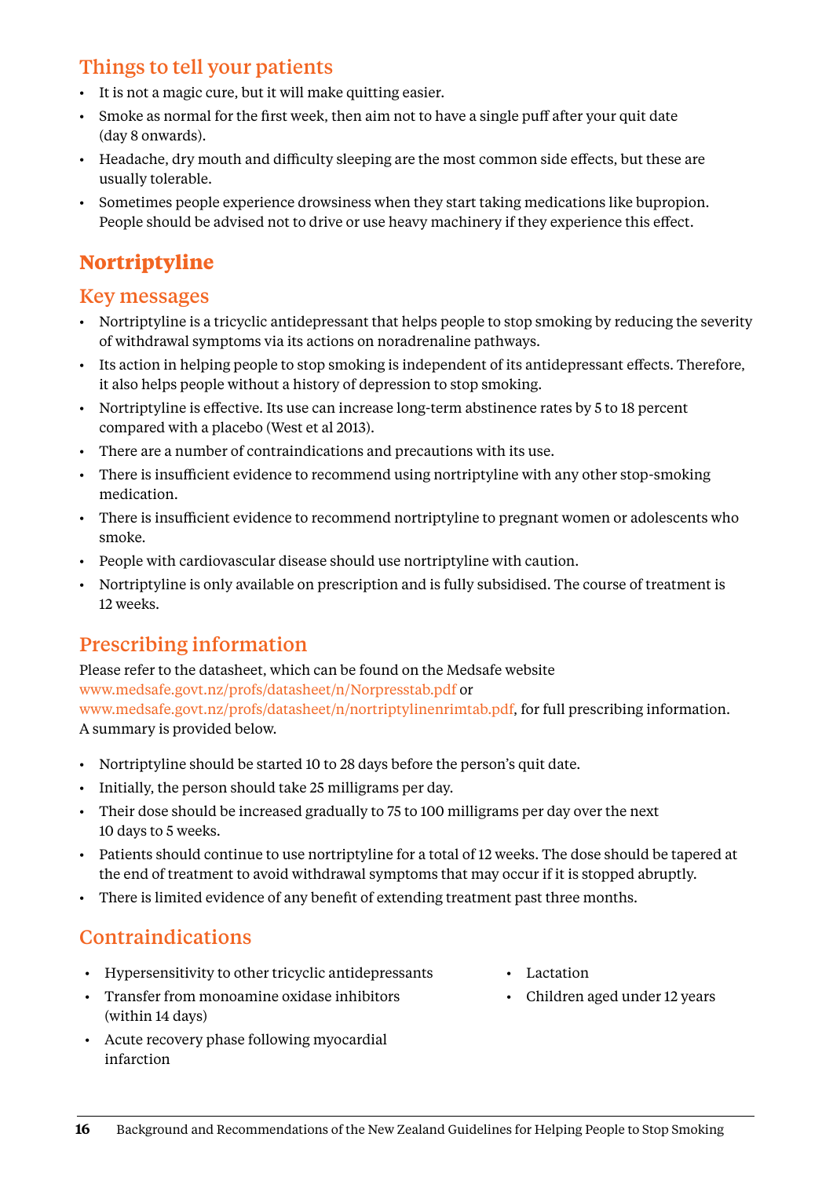### Things to tell your patients

- It is not a magic cure, but it will make quitting easier.
- Smoke as normal for the first week, then aim not to have a single puff after your quit date (day 8 onwards).
- Headache, dry mouth and difficulty sleeping are the most common side effects, but these are usually tolerable.
- Sometimes people experience drowsiness when they start taking medications like bupropion. People should be advised not to drive or use heavy machinery if they experience this effect.

## Nortriptyline

### Key messages

- Nortriptyline is a tricyclic antidepressant that helps people to stop smoking by reducing the severity of withdrawal symptoms via its actions on noradrenaline pathways.
- Its action in helping people to stop smoking is independent of its antidepressant effects. Therefore, it also helps people without a history of depression to stop smoking.
- Nortriptyline is effective. Its use can increase long-term abstinence rates by 5 to 18 percent compared with a placebo (West et al 2013).
- There are a number of contraindications and precautions with its use.
- There is insufficient evidence to recommend using nortriptyline with any other stop-smoking medication.
- There is insufficient evidence to recommend nortriptyline to pregnant women or adolescents who smoke.
- People with cardiovascular disease should use nortriptyline with caution.
- Nortriptyline is only available on prescription and is fully subsidised. The course of treatment is 12 weeks.

### Prescribing information

Please refer to the datasheet, which can be found on the Medsafe website www.medsafe.govt.nz/profs/datasheet/n/Norpresstab.pdf or www.medsafe.govt.nz/profs/datasheet/n/nortriptylinenrimtab.pdf, for full prescribing information. A summary is provided below.

- Nortriptyline should be started 10 to 28 days before the person's quit date.
- Initially, the person should take 25 milligrams per day.
- Their dose should be increased gradually to 75 to 100 milligrams per day over the next 10 days to 5 weeks.
- Patients should continue to use nortriptyline for a total of 12 weeks. The dose should be tapered at the end of treatment to avoid withdrawal symptoms that may occur if it is stopped abruptly.
- There is limited evidence of any benefit of extending treatment past three months.

### Contraindications

- Hypersensitivity to other tricyclic antidepressants
- Transfer from monoamine oxidase inhibitors (within 14 days)
- Acute recovery phase following myocardial infarction
- Lactation
- Children aged under 12 years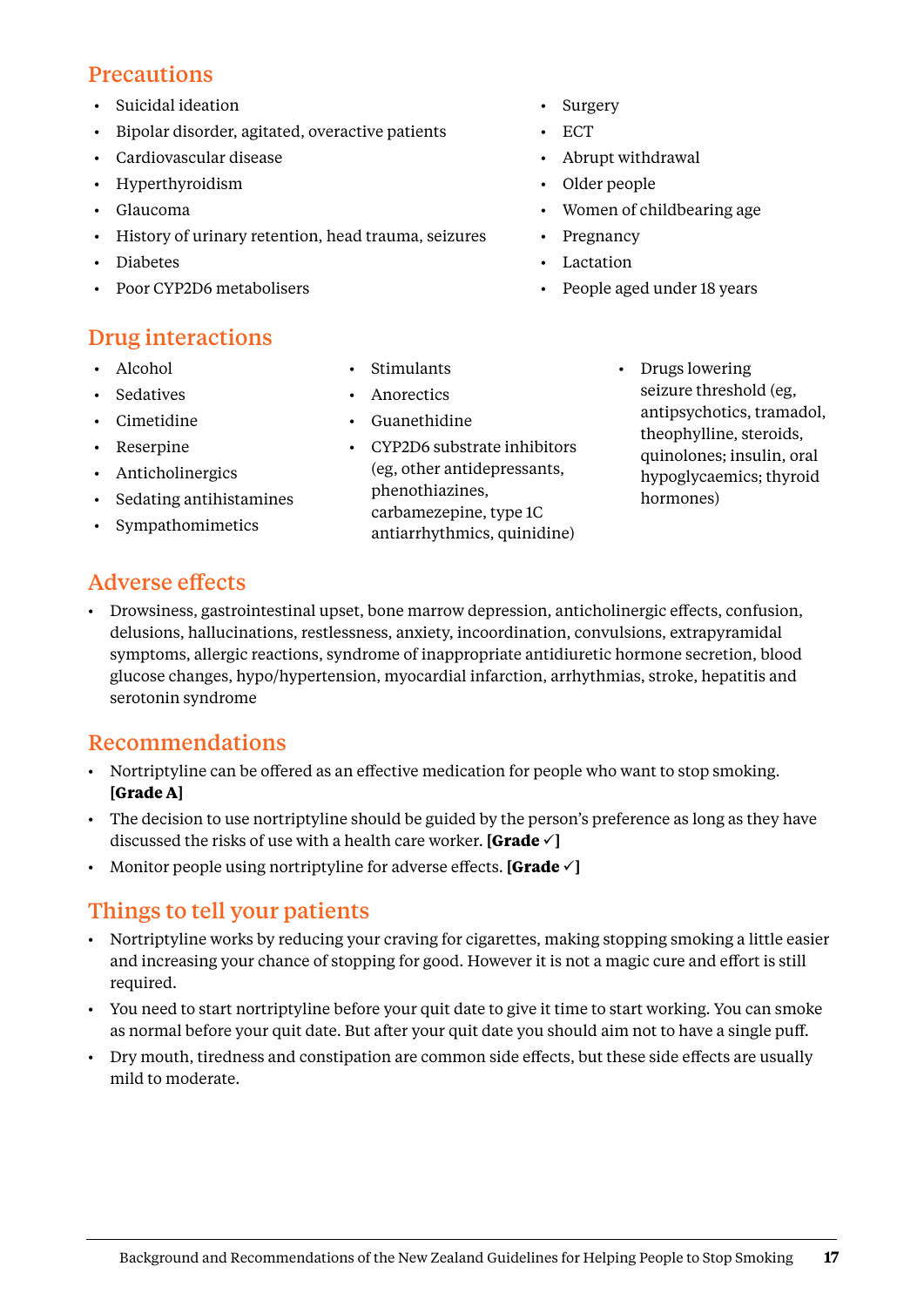## Precautions

- Suicidal ideation
- Bipolar disorder, agitated, overactive patients
- Cardiovascular disease
- Hyperthyroidism
- Glaucoma
- History of urinary retention, head trauma, seizures
- Diabetes
- Poor CYP2D6 metabolisers
- Surgery
- ECT
- Abrupt withdrawal
- Older people
- Women of childbearing age
- Pregnancy
- Lactation
- People aged under 18 years

## Drug interactions

- Alcohol
- Sedatives
- Cimetidine
- Reserpine
- Anticholinergics
- Sedating antihistamines
- Sympathomimetics
- Stimulants
- Anorectics
- Guanethidine
- CYP2D6 substrate inhibitors (eg, other antidepressants, phenothiazines, carbamezepine, type 1C antiarrhythmics, quinidine)
- Drugs lowering seizure threshold (eg, antipsychotics, tramadol, theophylline, steroids, quinolones; insulin, oral hypoglycaemics; thyroid hormones)

## Adverse effects

- Drowsiness, gastrointestinal upset, bone marrow depression, anticholinergic effects, confusion, delusions, hallucinations, restlessness, anxiety, incoordination, convulsions, extrapyramidal symptoms, allergic reactions, syndrome of inappropriate antidiuretic hormone secretion, blood glucose changes, hypo/hypertension, myocardial infarction, arrhythmias, stroke, hepatitis and serotonin syndrome

## Recommendations

- Nortriptyline can be offered as an effective medication for people who want to stop smoking. **[Grade A]**
- The decision to use nortriptyline should be guided by the person's preference as long as they have discussed the risks of use with a health care worker. **[Grade ✓]**
- Monitor people using nortriptyline for adverse effects. **[Grade ✓]**

## Things to tell your patients

- Nortriptyline works by reducing your craving for cigarettes, making stopping smoking a little easier and increasing your chance of stopping for good. However it is not a magic cure and effort is still required.
- You need to start nortriptyline before your quit date to give it time to start working. You can smoke as normal before your quit date. But after your quit date you should aim not to have a single puff.
- Dry mouth, tiredness and constipation are common side effects, but these side effects are usually mild to moderate.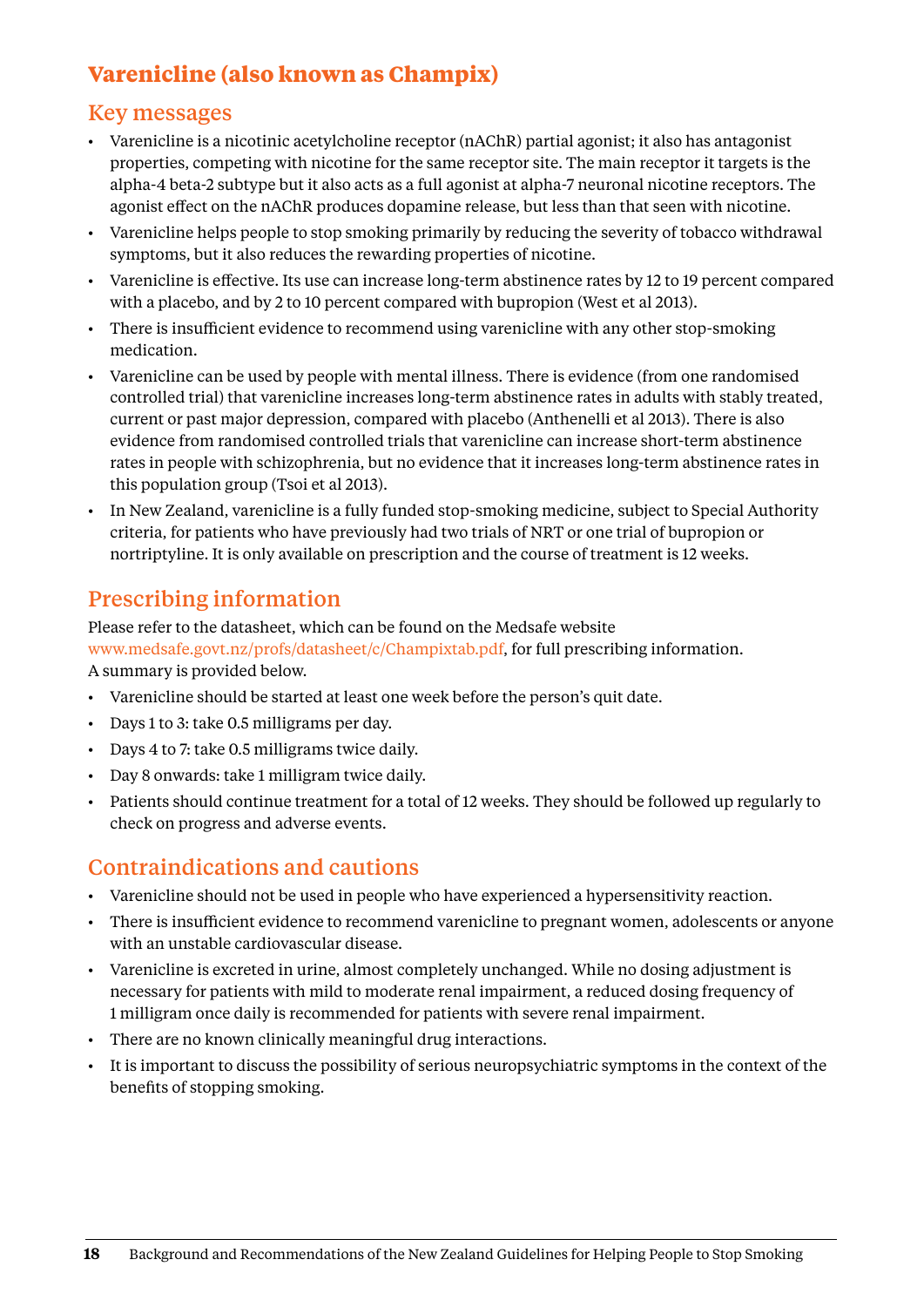## Varenicline (also known as Champix)

### Key messages

- Varenicline is a nicotinic acetylcholine receptor (nAChR) partial agonist; it also has antagonist properties, competing with nicotine for the same receptor site. The main receptor it targets is the alpha-4 beta-2 subtype but it also acts as a full agonist at alpha-7 neuronal nicotine receptors. The agonist effect on the nAChR produces dopamine release, but less than that seen with nicotine.
- Varenicline helps people to stop smoking primarily by reducing the severity of tobacco withdrawal symptoms, but it also reduces the rewarding properties of nicotine.
- Varenicline is effective. Its use can increase long-term abstinence rates by 12 to 19 percent compared with a placebo, and by 2 to 10 percent compared with bupropion (West et al 2013).
- There is insufficient evidence to recommend using varenicline with any other stop-smoking medication.
- Varenicline can be used by people with mental illness. There is evidence (from one randomised controlled trial) that varenicline increases long-term abstinence rates in adults with stably treated, current or past major depression, compared with placebo (Anthenelli et al 2013). There is also evidence from randomised controlled trials that varenicline can increase short-term abstinence rates in people with schizophrenia, but no evidence that it increases long-term abstinence rates in this population group (Tsoi et al 2013).
- In New Zealand, varenicline is a fully funded stop-smoking medicine, subject to Special Authority criteria, for patients who have previously had two trials of NRT or one trial of bupropion or nortriptyline. It is only available on prescription and the course of treatment is 12 weeks.

### Prescribing information

Please refer to the datasheet, which can be found on the Medsafe website www.medsafe.govt.nz/profs/datasheet/c/Champixtab.pdf, for full prescribing information. A summary is provided below.

- Varenicline should be started at least one week before the person's quit date.
- Days 1 to 3: take 0.5 milligrams per day.
- Days 4 to 7: take 0.5 milligrams twice daily.
- Day 8 onwards: take 1 milligram twice daily.
- Patients should continue treatment for a total of 12 weeks. They should be followed up regularly to check on progress and adverse events.

### Contraindications and cautions

- Varenicline should not be used in people who have experienced a hypersensitivity reaction.
- There is insufficient evidence to recommend varenicline to pregnant women, adolescents or anyone with an unstable cardiovascular disease.
- Varenicline is excreted in urine, almost completely unchanged. While no dosing adjustment is necessary for patients with mild to moderate renal impairment, a reduced dosing frequency of 1 milligram once daily is recommended for patients with severe renal impairment.
- There are no known clinically meaningful drug interactions.
- It is important to discuss the possibility of serious neuropsychiatric symptoms in the context of the benefits of stopping smoking.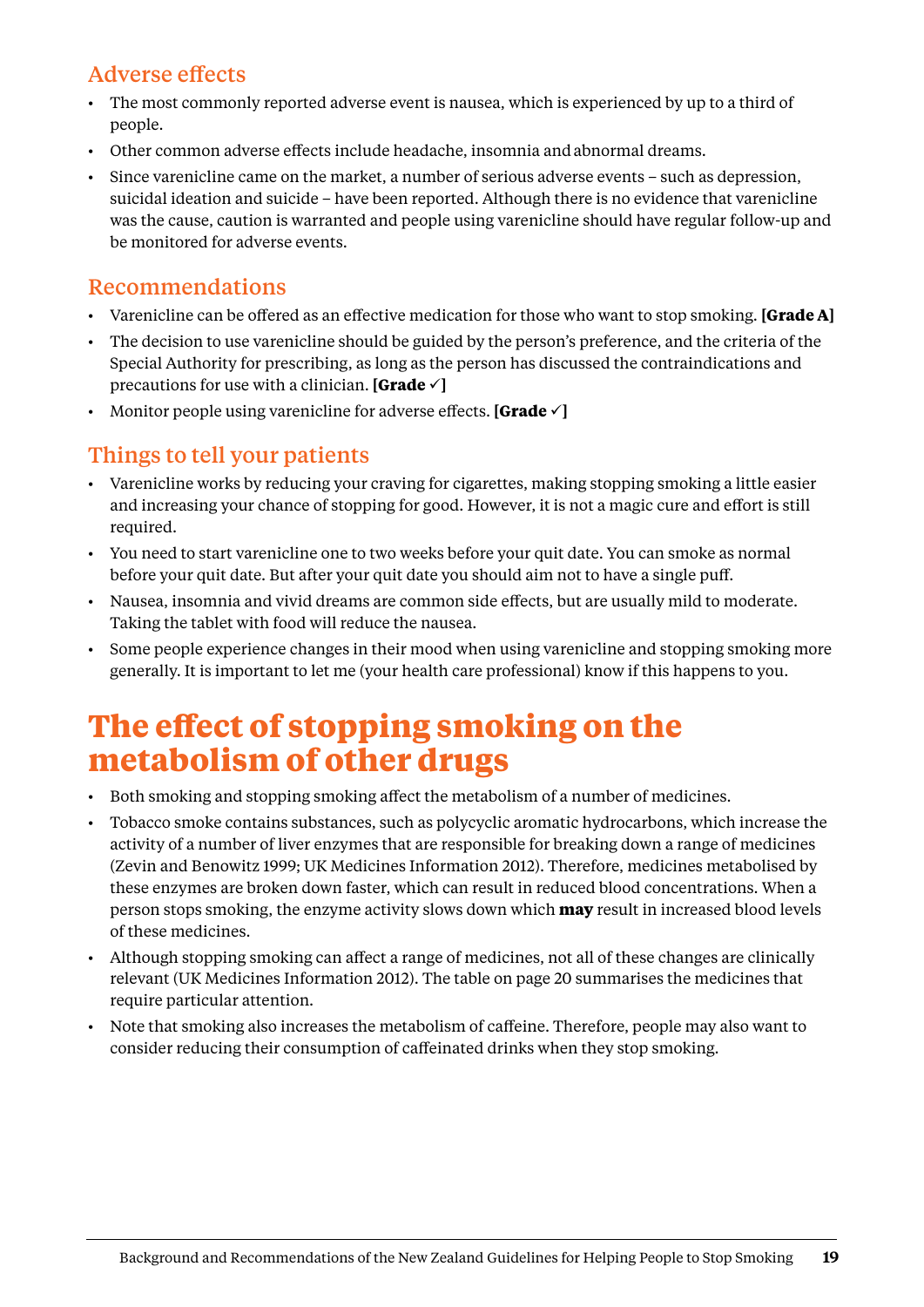### Adverse effects

- The most commonly reported adverse event is nausea, which is experienced by up to a third of people.
- Other common adverse effects include headache, insomnia and abnormal dreams.
- Since varenicline came on the market, a number of serious adverse events – such as depression, suicidal ideation and suicide – have been reported. Although there is no evidence that varenicline was the cause, caution is warranted and people using varenicline should have regular follow-up and be monitored for adverse events.

### Recommendations

- Varenicline can be offered as an effective medication for those who want to stop smoking. **[Grade A]**
- The decision to use varenicline should be guided by the person's preference, and the criteria of the Special Authority for prescribing, as long as the person has discussed the contraindications and precautions for use with a clinician. **[Grade ✓]**
- Monitor people using varenicline for adverse effects. **[Grade ✓]**

### Things to tell your patients

- Varenicline works by reducing your craving for cigarettes, making stopping smoking a little easier and increasing your chance of stopping for good. However, it is not a magic cure and effort is still required.
- You need to start varenicline one to two weeks before your quit date. You can smoke as normal before your quit date. But after your quit date you should aim not to have a single puff.
- Nausea, insomnia and vivid dreams are common side effects, but are usually mild to moderate. Taking the tablet with food will reduce the nausea.
- Some people experience changes in their mood when using varenicline and stopping smoking more generally. It is important to let me (your health care professional) know if this happens to you.

## The effect of stopping smoking on the metabolism of other drugs

- Both smoking and stopping smoking affect the metabolism of a number of medicines.
- Tobacco smoke contains substances, such as polycyclic aromatic hydrocarbons, which increase the activity of a number of liver enzymes that are responsible for breaking down a range of medicines (Zevin and Benowitz 1999; UK Medicines Information 2012). Therefore, medicines metabolised by these enzymes are broken down faster, which can result in reduced blood concentrations. When a person stops smoking, the enzyme activity slows down which **may** result in increased blood levels of these medicines.
- Although stopping smoking can affect a range of medicines, not all of these changes are clinically relevant (UK Medicines Information 2012). The table on page 20 summarises the medicines that require particular attention.
- Note that smoking also increases the metabolism of caffeine. Therefore, people may also want to consider reducing their consumption of caffeinated drinks when they stop smoking.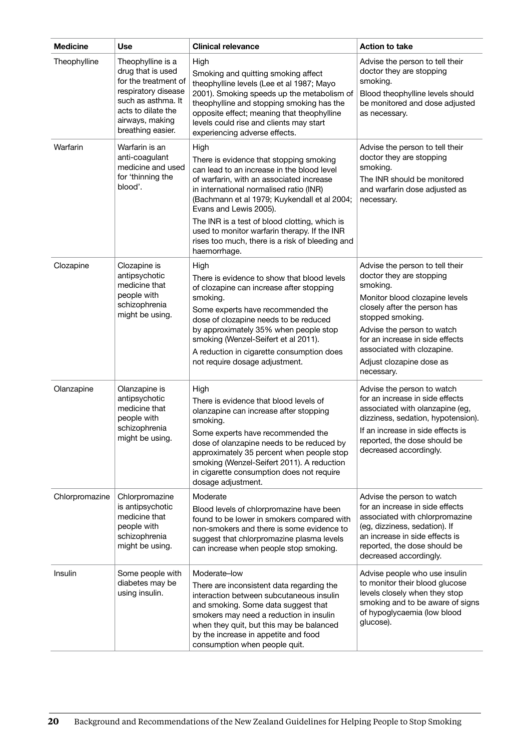| Medicine | Use | Clinical relevance | Action to take |
|---|---|---|---|
| Theophylline | Theophylline is a drug that is used for the treatment of respiratory disease such as asthma. It acts to dilate the airways, making breathing easier. | High<br>Smoking and quitting smoking affect theophylline levels (Lee et al 1987; Mayo 2001). Smoking speeds up the metabolism of theophylline and stopping smoking has the opposite effect; meaning that theophylline levels could rise and clients may start experiencing adverse effects. | Advise the person to tell their doctor they are stopping smoking.<br>Blood theophylline levels should be monitored and dose adjusted as necessary. |
| Warfarin | Warfarin is an anti-coagulant medicine and used for 'thinning the blood'. | High<br>There is evidence that stopping smoking can lead to an increase in the blood level of warfarin, with an associated increase in international normalised ratio (INR) (Bachmann et al 1979; Kuykendall et al 2004; Evans and Lewis 2005).<br>The INR is a test of blood clotting, which is used to monitor warfarin therapy. If the INR rises too much, there is a risk of bleeding and haemorrhage. | Advise the person to tell their doctor they are stopping smoking.<br>The INR should be monitored and warfarin dose adjusted as necessary. |
| Clozapine | Clozapine is antipsychotic medicine that people with schizophrenia might be using. | High<br>There is evidence to show that blood levels of clozapine can increase after stopping smoking.<br>Some experts have recommended the dose of clozapine needs to be reduced by approximately 35% when people stop smoking (Wenzel-Seifert et al 2011).<br>A reduction in cigarette consumption does not require dosage adjustment. | Advise the person to tell their doctor they are stopping smoking.<br>Monitor blood clozapine levels closely after the person has stopped smoking.<br>Advise the person to watch for an increase in side effects associated with clozapine.<br>Adjust clozapine dose as necessary. |
| Olanzapine | Olanzapine is antipsychotic medicine that people with schizophrenia might be using. | High<br>There is evidence that blood levels of olanzapine can increase after stopping smoking.<br>Some experts have recommended the dose of olanzapine needs to be reduced by approximately 35 percent when people stop smoking (Wenzel-Seifert 2011). A reduction in cigarette consumption does not require dosage adjustment. | Advise the person to watch for an increase in side effects associated with olanzapine (eg, dizziness, sedation, hypotension).<br>If an increase in side effects is reported, the dose should be decreased accordingly. |
| Chlorpromazine | Chlorpromazine is antipsychotic medicine that people with schizophrenia might be using. | Moderate<br>Blood levels of chlorpromazine have been found to be lower in smokers compared with non-smokers and there is some evidence to suggest that chlorpromazine plasma levels can increase when people stop smoking. | Advise the person to watch for an increase in side effects associated with chlorpromazine (eg, dizziness, sedation). If an increase in side effects is reported, the dose should be decreased accordingly. |
| Insulin | Some people with diabetes may be using insulin. | Moderate–low<br>There are inconsistent data regarding the interaction between subcutaneous insulin and smoking. Some data suggest that smokers may need a reduction in insulin when they quit, but this may be balanced by the increase in appetite and food consumption when people quit. | Advise people who use insulin to monitor their blood glucose levels closely when they stop smoking and to be aware of signs of hypoglycaemia (low blood glucose). |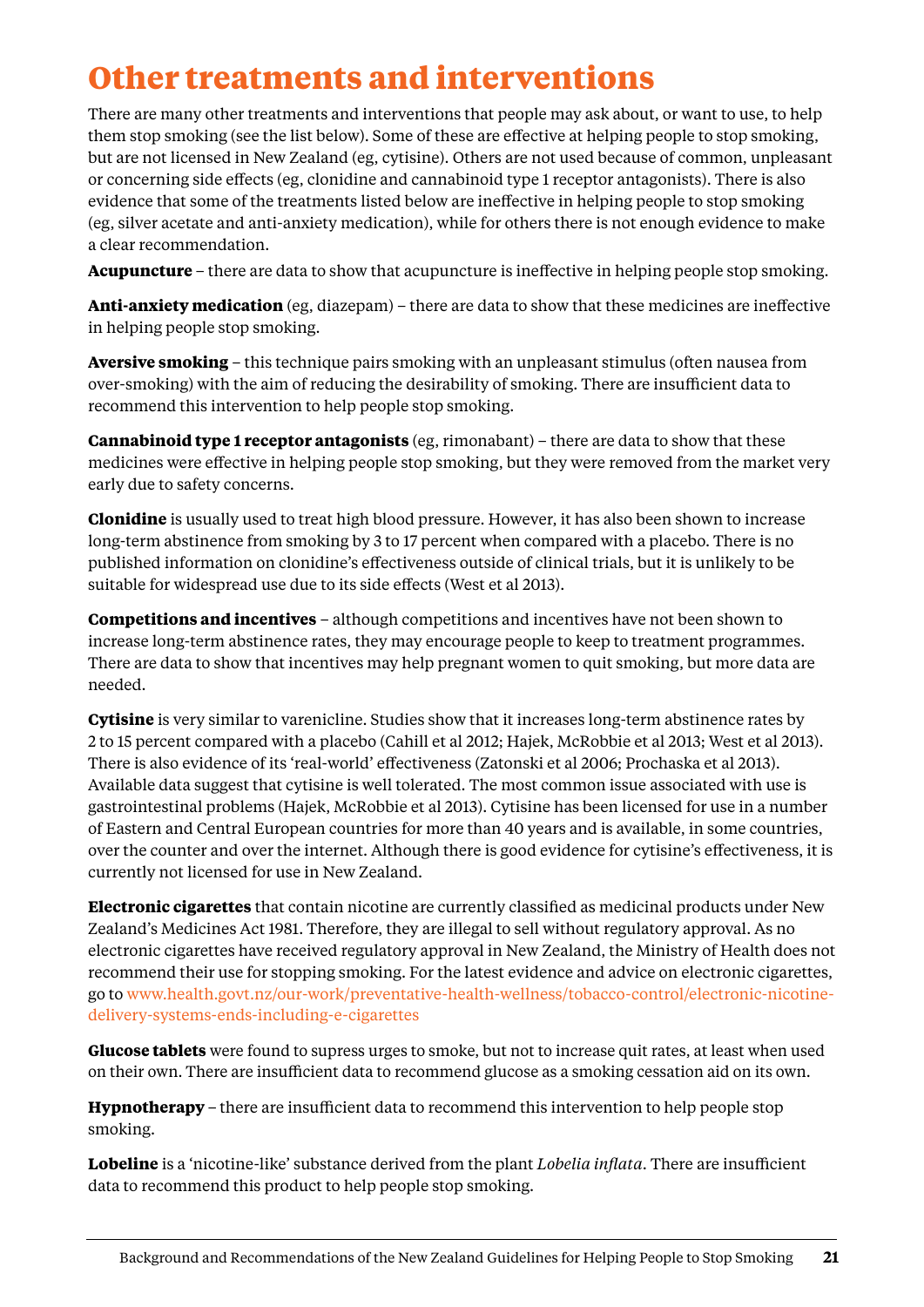# Other treatments and interventions

There are many other treatments and interventions that people may ask about, or want to use, to help them stop smoking (see the list below). Some of these are effective at helping people to stop smoking, but are not licensed in New Zealand (eg, cytisine). Others are not used because of common, unpleasant or concerning side effects (eg, clonidine and cannabinoid type 1 receptor antagonists). There is also evidence that some of the treatments listed below are ineffective in helping people to stop smoking (eg, silver acetate and anti-anxiety medication), while for others there is not enough evidence to make a clear recommendation.

**Acupuncture** – there are data to show that acupuncture is ineffective in helping people stop smoking.

**Anti-anxiety medication** (eg, diazepam) – there are data to show that these medicines are ineffective in helping people stop smoking.

**Aversive smoking** – this technique pairs smoking with an unpleasant stimulus (often nausea from over-smoking) with the aim of reducing the desirability of smoking. There are insufficient data to recommend this intervention to help people stop smoking.

**Cannabinoid type 1 receptor antagonists** (eg, rimonabant) – there are data to show that these medicines were effective in helping people stop smoking, but they were removed from the market very early due to safety concerns.

**Clonidine** is usually used to treat high blood pressure. However, it has also been shown to increase long-term abstinence from smoking by 3 to 17 percent when compared with a placebo. There is no published information on clonidine's effectiveness outside of clinical trials, but it is unlikely to be suitable for widespread use due to its side effects (West et al 2013).

**Competitions and incentives** – although competitions and incentives have not been shown to increase long-term abstinence rates, they may encourage people to keep to treatment programmes. There are data to show that incentives may help pregnant women to quit smoking, but more data are needed.

**Cytisine** is very similar to varenicline. Studies show that it increases long-term abstinence rates by 2 to 15 percent compared with a placebo (Cahill et al 2012; Hajek, McRobbie et al 2013; West et al 2013). There is also evidence of its 'real-world' effectiveness (Zatonski et al 2006; Prochaska et al 2013). Available data suggest that cytisine is well tolerated. The most common issue associated with use is gastrointestinal problems (Hajek, McRobbie et al 2013). Cytisine has been licensed for use in a number of Eastern and Central European countries for more than 40 years and is available, in some countries, over the counter and over the internet. Although there is good evidence for cytisine's effectiveness, it is currently not licensed for use in New Zealand.

**Electronic cigarettes** that contain nicotine are currently classified as medicinal products under New Zealand's Medicines Act 1981. Therefore, they are illegal to sell without regulatory approval. As no electronic cigarettes have received regulatory approval in New Zealand, the Ministry of Health does not recommend their use for stopping smoking. For the latest evidence and advice on electronic cigarettes, go to www.health.govt.nz/our-work/preventative-health-wellness/tobacco-control/electronic-nicotine-delivery-systems-ends-including-e-cigarettes

**Glucose tablets** were found to supress urges to smoke, but not to increase quit rates, at least when used on their own. There are insufficient data to recommend glucose as a smoking cessation aid on its own.

**Hypnotherapy** – there are insufficient data to recommend this intervention to help people stop smoking.

**Lobeline** is a 'nicotine-like' substance derived from the plant *Lobelia inflata*. There are insufficient data to recommend this product to help people stop smoking.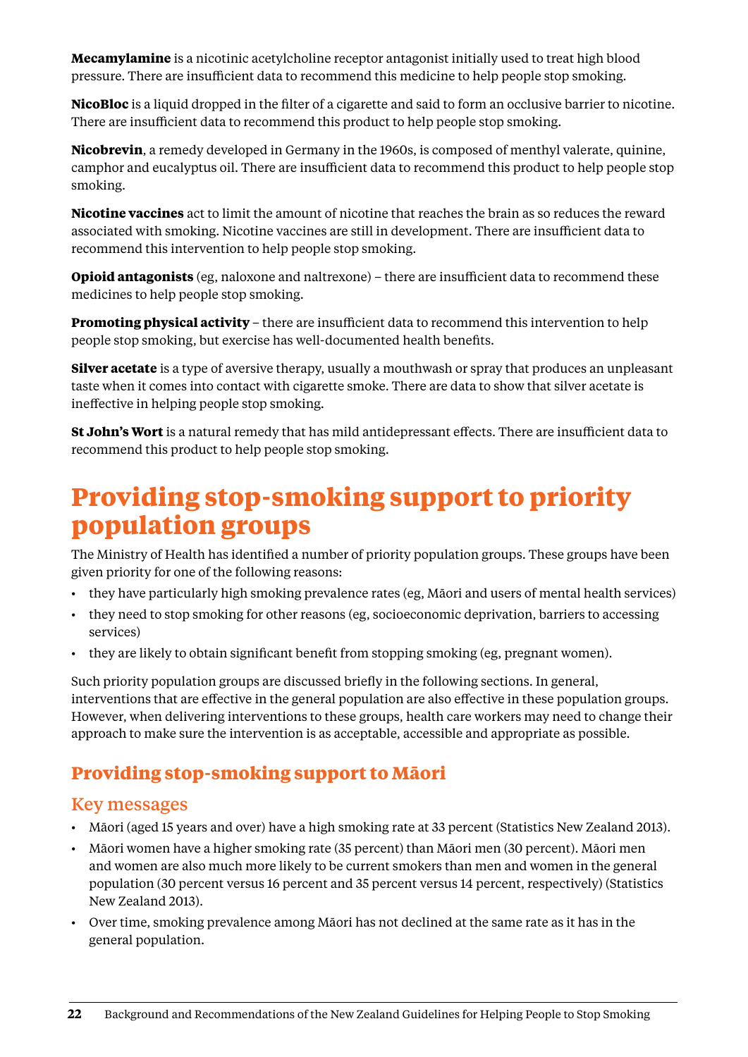**Mecamylamine** is a nicotinic acetylcholine receptor antagonist initially used to treat high blood pressure. There are insufficient data to recommend this medicine to help people stop smoking.

**NicoBloc** is a liquid dropped in the filter of a cigarette and said to form an occlusive barrier to nicotine. There are insufficient data to recommend this product to help people stop smoking.

**Nicobrevin**, a remedy developed in Germany in the 1960s, is composed of menthyl valerate, quinine, camphor and eucalyptus oil. There are insufficient data to recommend this product to help people stop smoking.

**Nicotine vaccines** act to limit the amount of nicotine that reaches the brain as so reduces the reward associated with smoking. Nicotine vaccines are still in development. There are insufficient data to recommend this intervention to help people stop smoking.

**Opioid antagonists** (eg, naloxone and naltrexone) – there are insufficient data to recommend these medicines to help people stop smoking.

**Promoting physical activity** – there are insufficient data to recommend this intervention to help people stop smoking, but exercise has well-documented health benefits.

**Silver acetate** is a type of aversive therapy, usually a mouthwash or spray that produces an unpleasant taste when it comes into contact with cigarette smoke. There are data to show that silver acetate is ineffective in helping people stop smoking.

**St John's Wort** is a natural remedy that has mild antidepressant effects. There are insufficient data to recommend this product to help people stop smoking.

# Providing stop-smoking support to priority population groups

The Ministry of Health has identified a number of priority population groups. These groups have been given priority for one of the following reasons:

- they have particularly high smoking prevalence rates (eg, Māori and users of mental health services)
- they need to stop smoking for other reasons (eg, socioeconomic deprivation, barriers to accessing services)
- they are likely to obtain significant benefit from stopping smoking (eg, pregnant women).

Such priority population groups are discussed briefly in the following sections. In general, interventions that are effective in the general population are also effective in these population groups. However, when delivering interventions to these groups, health care workers may need to change their approach to make sure the intervention is as acceptable, accessible and appropriate as possible.

## Providing stop-smoking support to Māori

### Key messages

- Māori (aged 15 years and over) have a high smoking rate at 33 percent (Statistics New Zealand 2013).
- Māori women have a higher smoking rate (35 percent) than Māori men (30 percent). Māori men and women are also much more likely to be current smokers than men and women in the general population (30 percent versus 16 percent and 35 percent versus 14 percent, respectively) (Statistics New Zealand 2013).
- Over time, smoking prevalence among Māori has not declined at the same rate as it has in the general population.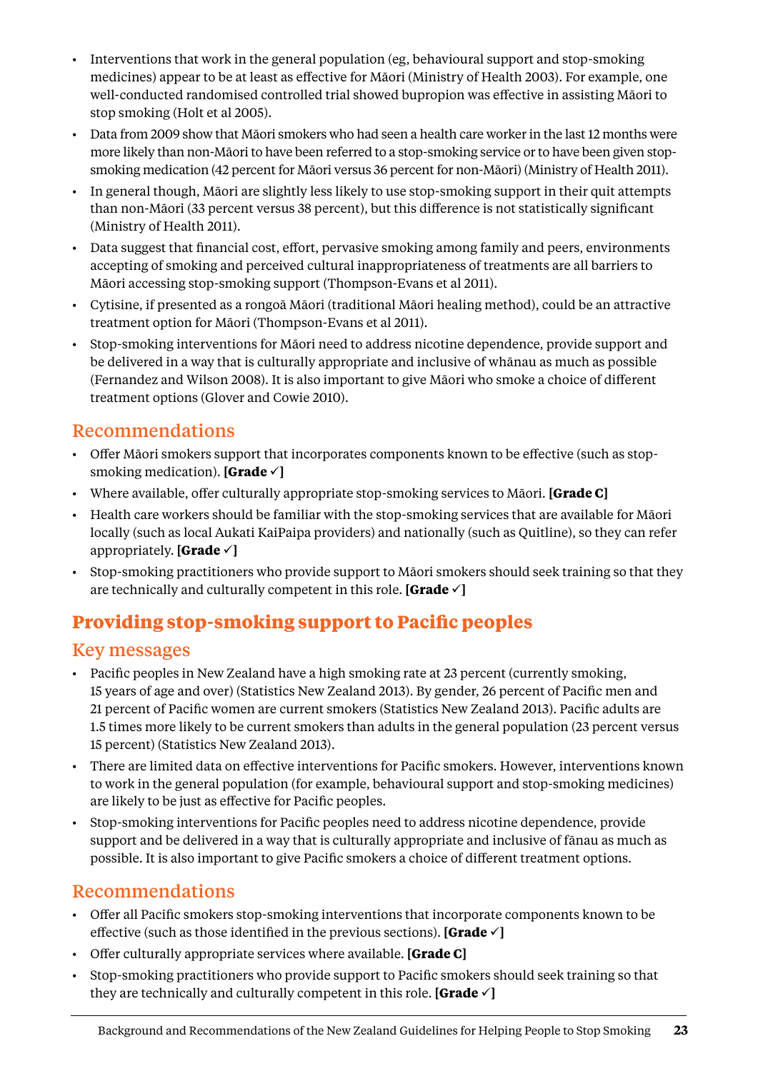- Interventions that work in the general population (eg, behavioural support and stop-smoking medicines) appear to be at least as effective for Māori (Ministry of Health 2003). For example, one well-conducted randomised controlled trial showed bupropion was effective in assisting Māori to stop smoking (Holt et al 2005).
- Data from 2009 show that Māori smokers who had seen a health care worker in the last 12 months were more likely than non-Māori to have been referred to a stop-smoking service or to have been given stop-smoking medication (42 percent for Māori versus 36 percent for non-Māori) (Ministry of Health 2011).
- In general though, Māori are slightly less likely to use stop-smoking support in their quit attempts than non-Māori (33 percent versus 38 percent), but this difference is not statistically significant (Ministry of Health 2011).
- Data suggest that financial cost, effort, pervasive smoking among family and peers, environments accepting of smoking and perceived cultural inappropriateness of treatments are all barriers to Māori accessing stop-smoking support (Thompson-Evans et al 2011).
- Cytisine, if presented as a rongoā Māori (traditional Māori healing method), could be an attractive treatment option for Māori (Thompson-Evans et al 2011).
- Stop-smoking interventions for Māori need to address nicotine dependence, provide support and be delivered in a way that is culturally appropriate and inclusive of whānau as much as possible (Fernandez and Wilson 2008). It is also important to give Māori who smoke a choice of different treatment options (Glover and Cowie 2010).

### Recommendations

- Offer Māori smokers support that incorporates components known to be effective (such as stop-smoking medication). **[Grade ✓]**
- Where available, offer culturally appropriate stop-smoking services to Māori. **[Grade C]**
- Health care workers should be familiar with the stop-smoking services that are available for Māori locally (such as local Aukati KaiPaipa providers) and nationally (such as Quitline), so they can refer appropriately. **[Grade ✓]**
- Stop-smoking practitioners who provide support to Māori smokers should seek training so that they are technically and culturally competent in this role. **[Grade ✓]**

## Providing stop-smoking support to Pacific peoples

### Key messages

- Pacific peoples in New Zealand have a high smoking rate at 23 percent (currently smoking, 15 years of age and over) (Statistics New Zealand 2013). By gender, 26 percent of Pacific men and 21 percent of Pacific women are current smokers (Statistics New Zealand 2013). Pacific adults are 1.5 times more likely to be current smokers than adults in the general population (23 percent versus 15 percent) (Statistics New Zealand 2013).
- There are limited data on effective interventions for Pacific smokers. However, interventions known to work in the general population (for example, behavioural support and stop-smoking medicines) are likely to be just as effective for Pacific peoples.
- Stop-smoking interventions for Pacific peoples need to address nicotine dependence, provide support and be delivered in a way that is culturally appropriate and inclusive of fānau as much as possible. It is also important to give Pacific smokers a choice of different treatment options.

### Recommendations

- Offer all Pacific smokers stop-smoking interventions that incorporate components known to be effective (such as those identified in the previous sections). **[Grade ✓]**
- Offer culturally appropriate services where available. **[Grade C]**
- Stop-smoking practitioners who provide support to Pacific smokers should seek training so that they are technically and culturally competent in this role. **[Grade ✓]**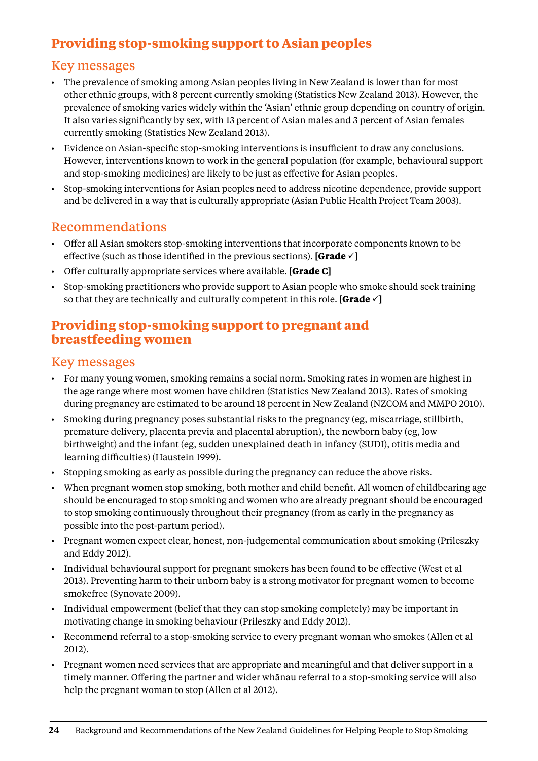## Providing stop-smoking support to Asian peoples

### Key messages

- The prevalence of smoking among Asian peoples living in New Zealand is lower than for most other ethnic groups, with 8 percent currently smoking (Statistics New Zealand 2013). However, the prevalence of smoking varies widely within the 'Asian' ethnic group depending on country of origin. It also varies significantly by sex, with 13 percent of Asian males and 3 percent of Asian females currently smoking (Statistics New Zealand 2013).
- Evidence on Asian-specific stop-smoking interventions is insufficient to draw any conclusions. However, interventions known to work in the general population (for example, behavioural support and stop-smoking medicines) are likely to be just as effective for Asian peoples.
- Stop-smoking interventions for Asian peoples need to address nicotine dependence, provide support and be delivered in a way that is culturally appropriate (Asian Public Health Project Team 2003).

### Recommendations

- Offer all Asian smokers stop-smoking interventions that incorporate components known to be effective (such as those identified in the previous sections). **[Grade ✓]**
- Offer culturally appropriate services where available. **[Grade C]**
- Stop-smoking practitioners who provide support to Asian people who smoke should seek training so that they are technically and culturally competent in this role. **[Grade ✓]**

## Providing stop-smoking support to pregnant and breastfeeding women

### Key messages

- For many young women, smoking remains a social norm. Smoking rates in women are highest in the age range where most women have children (Statistics New Zealand 2013). Rates of smoking during pregnancy are estimated to be around 18 percent in New Zealand (NZCOM and MMPO 2010).
- Smoking during pregnancy poses substantial risks to the pregnancy (eg, miscarriage, stillbirth, premature delivery, placenta previa and placental abruption), the newborn baby (eg, low birthweight) and the infant (eg, sudden unexplained death in infancy (SUDI), otitis media and learning difficulties) (Haustein 1999).
- Stopping smoking as early as possible during the pregnancy can reduce the above risks.
- When pregnant women stop smoking, both mother and child benefit. All women of childbearing age should be encouraged to stop smoking and women who are already pregnant should be encouraged to stop smoking continuously throughout their pregnancy (from as early in the pregnancy as possible into the post-partum period).
- Pregnant women expect clear, honest, non-judgemental communication about smoking (Prileszky and Eddy 2012).
- Individual behavioural support for pregnant smokers has been found to be effective (West et al 2013). Preventing harm to their unborn baby is a strong motivator for pregnant women to become smokefree (Synovate 2009).
- Individual empowerment (belief that they can stop smoking completely) may be important in motivating change in smoking behaviour (Prileszky and Eddy 2012).
- Recommend referral to a stop-smoking service to every pregnant woman who smokes (Allen et al 2012).
- Pregnant women need services that are appropriate and meaningful and that deliver support in a timely manner. Offering the partner and wider whānau referral to a stop-smoking service will also help the pregnant woman to stop (Allen et al 2012).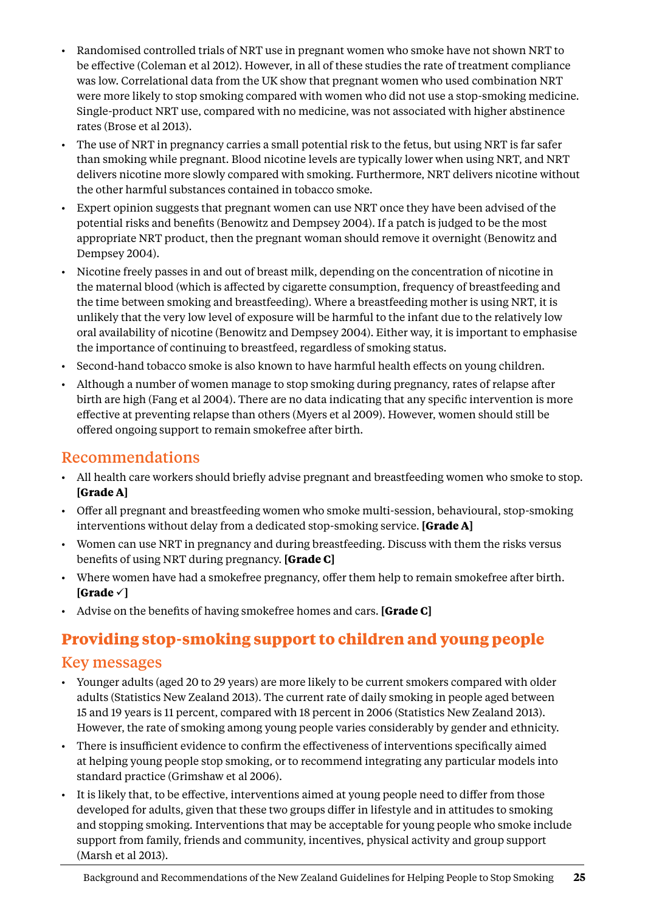- Randomised controlled trials of NRT use in pregnant women who smoke have not shown NRT to be effective (Coleman et al 2012). However, in all of these studies the rate of treatment compliance was low. Correlational data from the UK show that pregnant women who used combination NRT were more likely to stop smoking compared with women who did not use a stop-smoking medicine. Single-product NRT use, compared with no medicine, was not associated with higher abstinence rates (Brose et al 2013).
- The use of NRT in pregnancy carries a small potential risk to the fetus, but using NRT is far safer than smoking while pregnant. Blood nicotine levels are typically lower when using NRT, and NRT delivers nicotine more slowly compared with smoking. Furthermore, NRT delivers nicotine without the other harmful substances contained in tobacco smoke.
- Expert opinion suggests that pregnant women can use NRT once they have been advised of the potential risks and benefits (Benowitz and Dempsey 2004). If a patch is judged to be the most appropriate NRT product, then the pregnant woman should remove it overnight (Benowitz and Dempsey 2004).
- Nicotine freely passes in and out of breast milk, depending on the concentration of nicotine in the maternal blood (which is affected by cigarette consumption, frequency of breastfeeding and the time between smoking and breastfeeding). Where a breastfeeding mother is using NRT, it is unlikely that the very low level of exposure will be harmful to the infant due to the relatively low oral availability of nicotine (Benowitz and Dempsey 2004). Either way, it is important to emphasise the importance of continuing to breastfeed, regardless of smoking status.
- Second-hand tobacco smoke is also known to have harmful health effects on young children.
- Although a number of women manage to stop smoking during pregnancy, rates of relapse after birth are high (Fang et al 2004). There are no data indicating that any specific intervention is more effective at preventing relapse than others (Myers et al 2009). However, women should still be offered ongoing support to remain smokefree after birth.

## Recommendations

- All health care workers should briefly advise pregnant and breastfeeding women who smoke to stop. **[Grade A]**
- Offer all pregnant and breastfeeding women who smoke multi-session, behavioural, stop-smoking interventions without delay from a dedicated stop-smoking service. **[Grade A]**
- Women can use NRT in pregnancy and during breastfeeding. Discuss with them the risks versus benefits of using NRT during pregnancy. **[Grade C]**
- Where women have had a smokefree pregnancy, offer them help to remain smokefree after birth. **[Grade ✓]**
- Advise on the benefits of having smokefree homes and cars. **[Grade C]**

# Providing stop-smoking support to children and young people

## Key messages

- Younger adults (aged 20 to 29 years) are more likely to be current smokers compared with older adults (Statistics New Zealand 2013). The current rate of daily smoking in people aged between 15 and 19 years is 11 percent, compared with 18 percent in 2006 (Statistics New Zealand 2013). However, the rate of smoking among young people varies considerably by gender and ethnicity.
- There is insufficient evidence to confirm the effectiveness of interventions specifically aimed at helping young people stop smoking, or to recommend integrating any particular models into standard practice (Grimshaw et al 2006).
- It is likely that, to be effective, interventions aimed at young people need to differ from those developed for adults, given that these two groups differ in lifestyle and in attitudes to smoking and stopping smoking. Interventions that may be acceptable for young people who smoke include support from family, friends and community, incentives, physical activity and group support (Marsh et al 2013).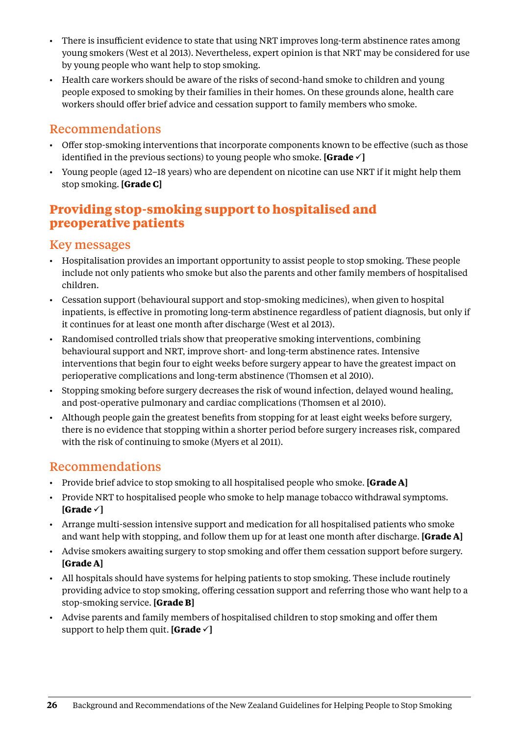- There is insufficient evidence to state that using NRT improves long-term abstinence rates among young smokers (West et al 2013). Nevertheless, expert opinion is that NRT may be considered for use by young people who want help to stop smoking.
- Health care workers should be aware of the risks of second-hand smoke to children and young people exposed to smoking by their families in their homes. On these grounds alone, health care workers should offer brief advice and cessation support to family members who smoke.

### Recommendations

- Offer stop-smoking interventions that incorporate components known to be effective (such as those identified in the previous sections) to young people who smoke. **[Grade ✓]**
- Young people (aged 12–18 years) who are dependent on nicotine can use NRT if it might help them stop smoking. **[Grade C]**

## Providing stop-smoking support to hospitalised and preoperative patients

### Key messages

- Hospitalisation provides an important opportunity to assist people to stop smoking. These people include not only patients who smoke but also the parents and other family members of hospitalised children.
- Cessation support (behavioural support and stop-smoking medicines), when given to hospital inpatients, is effective in promoting long-term abstinence regardless of patient diagnosis, but only if it continues for at least one month after discharge (West et al 2013).
- Randomised controlled trials show that preoperative smoking interventions, combining behavioural support and NRT, improve short- and long-term abstinence rates. Intensive interventions that begin four to eight weeks before surgery appear to have the greatest impact on perioperative complications and long-term abstinence (Thomsen et al 2010).
- Stopping smoking before surgery decreases the risk of wound infection, delayed wound healing, and post-operative pulmonary and cardiac complications (Thomsen et al 2010).
- Although people gain the greatest benefits from stopping for at least eight weeks before surgery, there is no evidence that stopping within a shorter period before surgery increases risk, compared with the risk of continuing to smoke (Myers et al 2011).

### Recommendations

- Provide brief advice to stop smoking to all hospitalised people who smoke. **[Grade A]**
- Provide NRT to hospitalised people who smoke to help manage tobacco withdrawal symptoms. **[Grade ✓]**
- Arrange multi-session intensive support and medication for all hospitalised patients who smoke and want help with stopping, and follow them up for at least one month after discharge. **[Grade A]**
- Advise smokers awaiting surgery to stop smoking and offer them cessation support before surgery. **[Grade A]**
- All hospitals should have systems for helping patients to stop smoking. These include routinely providing advice to stop smoking, offering cessation support and referring those who want help to a stop-smoking service. **[Grade B]**
- Advise parents and family members of hospitalised children to stop smoking and offer them support to help them quit. **[Grade ✓]**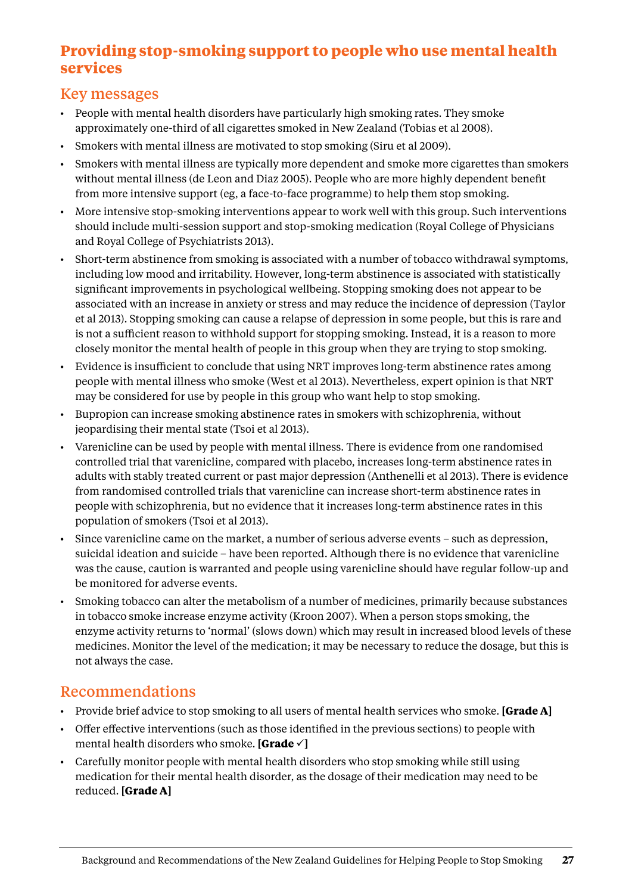## Providing stop-smoking support to people who use mental health services

### Key messages

- People with mental health disorders have particularly high smoking rates. They smoke approximately one-third of all cigarettes smoked in New Zealand (Tobias et al 2008).
- Smokers with mental illness are motivated to stop smoking (Siru et al 2009).
- Smokers with mental illness are typically more dependent and smoke more cigarettes than smokers without mental illness (de Leon and Diaz 2005). People who are more highly dependent benefit from more intensive support (eg, a face-to-face programme) to help them stop smoking.
- More intensive stop-smoking interventions appear to work well with this group. Such interventions should include multi-session support and stop-smoking medication (Royal College of Physicians and Royal College of Psychiatrists 2013).
- Short-term abstinence from smoking is associated with a number of tobacco withdrawal symptoms, including low mood and irritability. However, long-term abstinence is associated with statistically significant improvements in psychological wellbeing. Stopping smoking does not appear to be associated with an increase in anxiety or stress and may reduce the incidence of depression (Taylor et al 2013). Stopping smoking can cause a relapse of depression in some people, but this is rare and is not a sufficient reason to withhold support for stopping smoking. Instead, it is a reason to more closely monitor the mental health of people in this group when they are trying to stop smoking.
- Evidence is insufficient to conclude that using NRT improves long-term abstinence rates among people with mental illness who smoke (West et al 2013). Nevertheless, expert opinion is that NRT may be considered for use by people in this group who want help to stop smoking.
- Bupropion can increase smoking abstinence rates in smokers with schizophrenia, without jeopardising their mental state (Tsoi et al 2013).
- Varenicline can be used by people with mental illness. There is evidence from one randomised controlled trial that varenicline, compared with placebo, increases long-term abstinence rates in adults with stably treated current or past major depression (Anthenelli et al 2013). There is evidence from randomised controlled trials that varenicline can increase short-term abstinence rates in people with schizophrenia, but no evidence that it increases long-term abstinence rates in this population of smokers (Tsoi et al 2013).
- Since varenicline came on the market, a number of serious adverse events – such as depression, suicidal ideation and suicide – have been reported. Although there is no evidence that varenicline was the cause, caution is warranted and people using varenicline should have regular follow-up and be monitored for adverse events.
- Smoking tobacco can alter the metabolism of a number of medicines, primarily because substances in tobacco smoke increase enzyme activity (Kroon 2007). When a person stops smoking, the enzyme activity returns to 'normal' (slows down) which may result in increased blood levels of these medicines. Monitor the level of the medication; it may be necessary to reduce the dosage, but this is not always the case.

### Recommendations

- Provide brief advice to stop smoking to all users of mental health services who smoke. **[Grade A]**
- Offer effective interventions (such as those identified in the previous sections) to people with mental health disorders who smoke. **[Grade ✓]**
- Carefully monitor people with mental health disorders who stop smoking while still using medication for their mental health disorder, as the dosage of their medication may need to be reduced. **[Grade A]**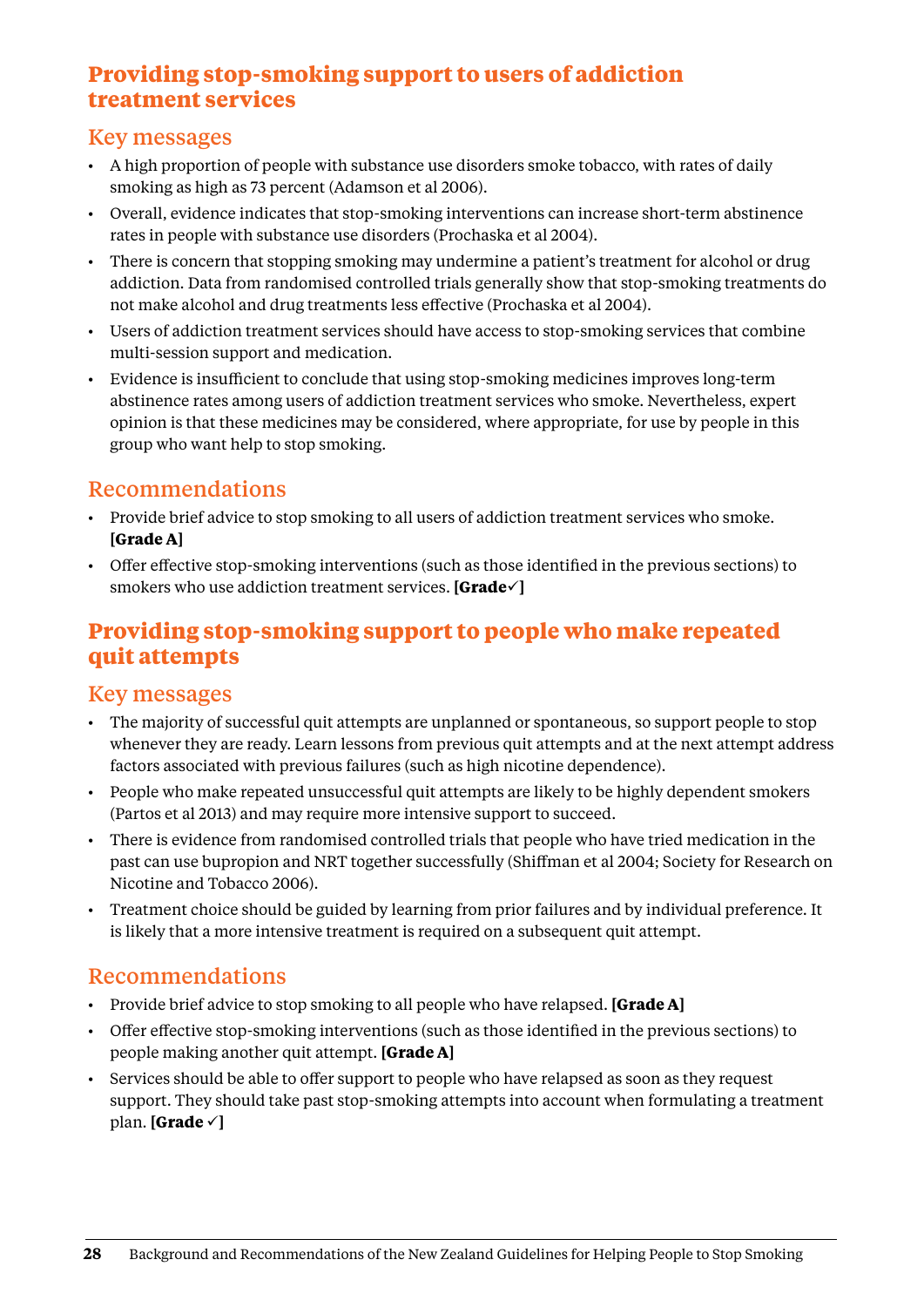## Providing stop-smoking support to users of addiction treatment services

### Key messages

- A high proportion of people with substance use disorders smoke tobacco, with rates of daily smoking as high as 73 percent (Adamson et al 2006).
- Overall, evidence indicates that stop-smoking interventions can increase short-term abstinence rates in people with substance use disorders (Prochaska et al 2004).
- There is concern that stopping smoking may undermine a patient's treatment for alcohol or drug addiction. Data from randomised controlled trials generally show that stop-smoking treatments do not make alcohol and drug treatments less effective (Prochaska et al 2004).
- Users of addiction treatment services should have access to stop-smoking services that combine multi-session support and medication.
- Evidence is insufficient to conclude that using stop-smoking medicines improves long-term abstinence rates among users of addiction treatment services who smoke. Nevertheless, expert opinion is that these medicines may be considered, where appropriate, for use by people in this group who want help to stop smoking.

### Recommendations

- Provide brief advice to stop smoking to all users of addiction treatment services who smoke. **[Grade A]**
- Offer effective stop-smoking interventions (such as those identified in the previous sections) to smokers who use addiction treatment services. **[Grade✓]**

## Providing stop-smoking support to people who make repeated quit attempts

### Key messages

- The majority of successful quit attempts are unplanned or spontaneous, so support people to stop whenever they are ready. Learn lessons from previous quit attempts and at the next attempt address factors associated with previous failures (such as high nicotine dependence).
- People who make repeated unsuccessful quit attempts are likely to be highly dependent smokers (Partos et al 2013) and may require more intensive support to succeed.
- There is evidence from randomised controlled trials that people who have tried medication in the past can use bupropion and NRT together successfully (Shiffman et al 2004; Society for Research on Nicotine and Tobacco 2006).
- Treatment choice should be guided by learning from prior failures and by individual preference. It is likely that a more intensive treatment is required on a subsequent quit attempt.

### Recommendations

- Provide brief advice to stop smoking to all people who have relapsed. **[Grade A]**
- Offer effective stop-smoking interventions (such as those identified in the previous sections) to people making another quit attempt. **[Grade A]**
- Services should be able to offer support to people who have relapsed as soon as they request support. They should take past stop-smoking attempts into account when formulating a treatment plan. **[Grade ✓]**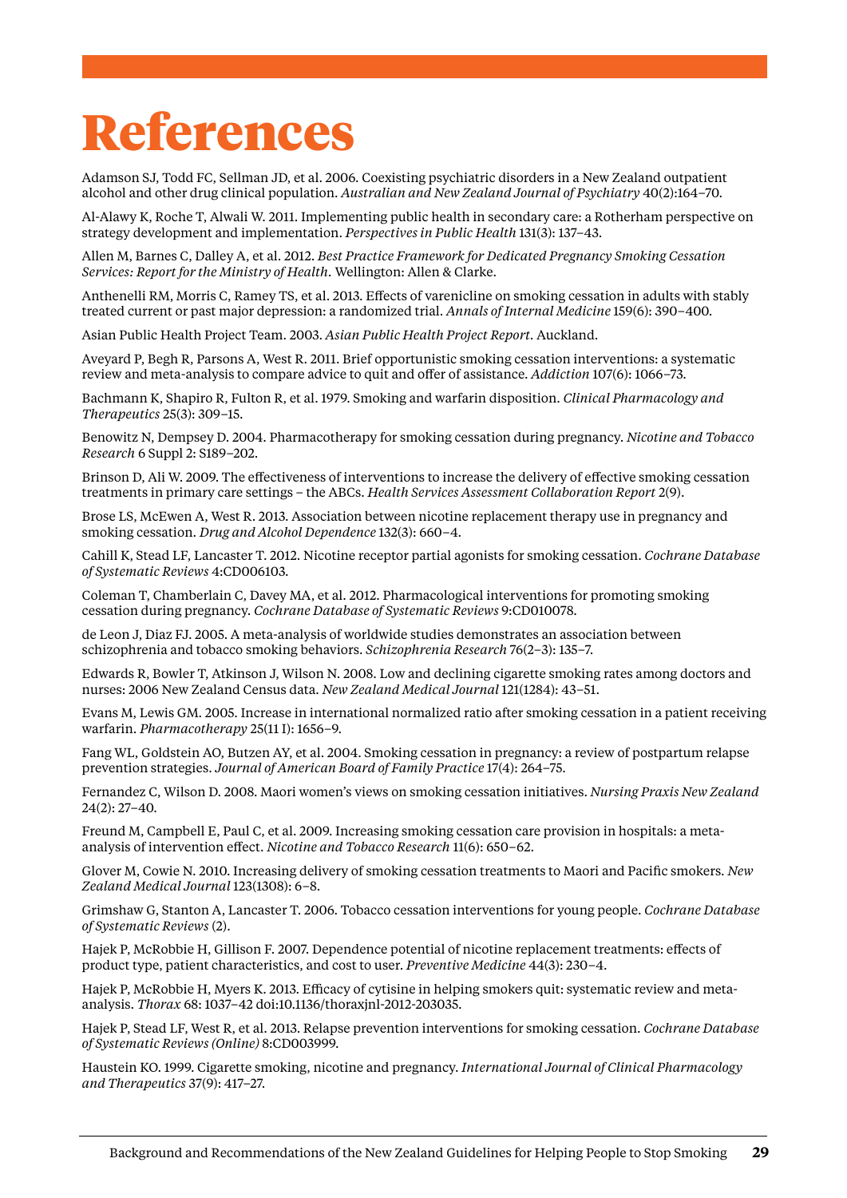# References

Adamson SJ, Todd FC, Sellman JD, et al. 2006. Coexisting psychiatric disorders in a New Zealand outpatient alcohol and other drug clinical population. *Australian and New Zealand Journal of Psychiatry* 40(2):164–70.

Al-Alawy K, Roche T, Alwali W. 2011. Implementing public health in secondary care: a Rotherham perspective on strategy development and implementation. *Perspectives in Public Health* 131(3): 137–43.

Allen M, Barnes C, Dalley A, et al. 2012. *Best Practice Framework for Dedicated Pregnancy Smoking Cessation Services: Report for the Ministry of Health*. Wellington: Allen & Clarke.

Anthenelli RM, Morris C, Ramey TS, et al. 2013. Effects of varenicline on smoking cessation in adults with stably treated current or past major depression: a randomized trial. *Annals of Internal Medicine* 159(6): 390–400.

Asian Public Health Project Team. 2003. *Asian Public Health Project Report*. Auckland.

Aveyard P, Begh R, Parsons A, West R. 2011. Brief opportunistic smoking cessation interventions: a systematic review and meta-analysis to compare advice to quit and offer of assistance. *Addiction* 107(6): 1066–73.

Bachmann K, Shapiro R, Fulton R, et al. 1979. Smoking and warfarin disposition. *Clinical Pharmacology and Therapeutics* 25(3): 309–15.

Benowitz N, Dempsey D. 2004. Pharmacotherapy for smoking cessation during pregnancy. *Nicotine and Tobacco Research* 6 Suppl 2: S189–202.

Brinson D, Ali W. 2009. The effectiveness of interventions to increase the delivery of effective smoking cessation treatments in primary care settings – the ABCs. *Health Services Assessment Collaboration Report* 2(9).

Brose LS, McEwen A, West R. 2013. Association between nicotine replacement therapy use in pregnancy and smoking cessation. *Drug and Alcohol Dependence* 132(3): 660–4.

Cahill K, Stead LF, Lancaster T. 2012. Nicotine receptor partial agonists for smoking cessation. *Cochrane Database of Systematic Reviews* 4:CD006103.

Coleman T, Chamberlain C, Davey MA, et al. 2012. Pharmacological interventions for promoting smoking cessation during pregnancy. *Cochrane Database of Systematic Reviews* 9:CD010078.

de Leon J, Diaz FJ. 2005. A meta-analysis of worldwide studies demonstrates an association between schizophrenia and tobacco smoking behaviors. *Schizophrenia Research* 76(2–3): 135–7.

Edwards R, Bowler T, Atkinson J, Wilson N. 2008. Low and declining cigarette smoking rates among doctors and nurses: 2006 New Zealand Census data. *New Zealand Medical Journal* 121(1284): 43–51.

Evans M, Lewis GM. 2005. Increase in international normalized ratio after smoking cessation in a patient receiving warfarin. *Pharmacotherapy* 25(11 I): 1656–9.

Fang WL, Goldstein AO, Butzen AY, et al. 2004. Smoking cessation in pregnancy: a review of postpartum relapse prevention strategies. *Journal of American Board of Family Practice* 17(4): 264–75.

Fernandez C, Wilson D. 2008. Maori women's views on smoking cessation initiatives. *Nursing Praxis New Zealand* 24(2): 27–40.

Freund M, Campbell E, Paul C, et al. 2009. Increasing smoking cessation care provision in hospitals: a meta-analysis of intervention effect. *Nicotine and Tobacco Research* 11(6): 650–62.

Glover M, Cowie N. 2010. Increasing delivery of smoking cessation treatments to Maori and Pacific smokers. *New Zealand Medical Journal* 123(1308): 6–8.

Grimshaw G, Stanton A, Lancaster T. 2006. Tobacco cessation interventions for young people. *Cochrane Database of Systematic Reviews* (2).

Hajek P, McRobbie H, Gillison F. 2007. Dependence potential of nicotine replacement treatments: effects of product type, patient characteristics, and cost to user. *Preventive Medicine* 44(3): 230–4.

Hajek P, McRobbie H, Myers K. 2013. Efficacy of cytisine in helping smokers quit: systematic review and meta-analysis. *Thorax* 68: 1037–42 doi:10.1136/thoraxjnl-2012-203035.

Hajek P, Stead LF, West R, et al. 2013. Relapse prevention interventions for smoking cessation. *Cochrane Database of Systematic Reviews (Online)* 8:CD003999.

Haustein KO. 1999. Cigarette smoking, nicotine and pregnancy. *International Journal of Clinical Pharmacology and Therapeutics* 37(9): 417–27.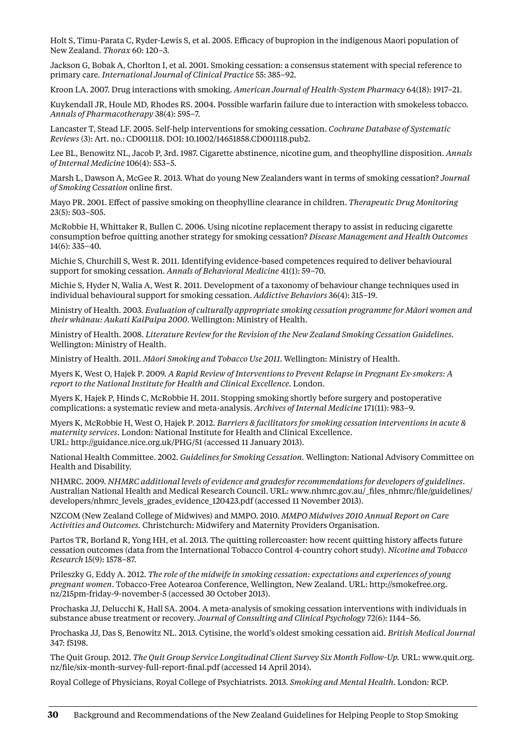Holt S, Timu-Parata C, Ryder-Lewis S, et al. 2005. Efficacy of bupropion in the indigenous Maori population of New Zealand. *Thorax* 60: 120–3.

Jackson G, Bobak A, Chorlton I, et al. 2001. Smoking cessation: a consensus statement with special reference to primary care. *International Journal of Clinical Practice* 55: 385–92.

Kroon LA. 2007. Drug interactions with smoking. *American Journal of Health-System Pharmacy* 64(18): 1917–21.

Kuykendall JR, Houle MD, Rhodes RS. 2004. Possible warfarin failure due to interaction with smokeless tobacco. *Annals of Pharmacotherapy* 38(4): 595–7.

Lancaster T, Stead LF. 2005. Self-help interventions for smoking cessation. *Cochrane Database of Systematic Reviews* (3): Art. no.: CD001118. DOI: 10.1002/14651858.CD001118.pub2.

Lee BL, Benowitz NL, Jacob P, 3rd. 1987. Cigarette abstinence, nicotine gum, and theophylline disposition. *Annals of Internal Medicine* 106(4): 553–5.

Marsh L, Dawson A, McGee R. 2013. What do young New Zealanders want in terms of smoking cessation? *Journal of Smoking Cessation* online first.

Mayo PR. 2001. Effect of passive smoking on theophylline clearance in children. *Therapeutic Drug Monitoring* 23(5): 503–505.

McRobbie H, Whittaker R, Bullen C. 2006. Using nicotine replacement therapy to assist in reducing cigarette consumption befroe quitting another strategy for smoking cessation? *Disease Management and Health Outcomes* 14(6): 335–40.

Michie S, Churchill S, West R. 2011. Identifying evidence-based competences required to deliver behavioural support for smoking cessation. *Annals of Behavioral Medicine* 41(1): 59–70.

Michie S, Hyder N, Walia A, West R. 2011. Development of a taxonomy of behaviour change techniques used in individual behavioural support for smoking cessation. *Addictive Behaviors* 36(4): 315–19.

Ministry of Health. 2003. *Evaluation of culturally appropriate smoking cessation programme for Māori women and their whānau: Aukati KaiPaipa 2000*. Wellington: Ministry of Health.

Ministry of Health. 2008. *Literature Review for the Revision of the New Zealand Smoking Cessation Guidelines*. Wellington: Ministry of Health.

Ministry of Health. 2011. *Māori Smoking and Tobacco Use 2011*. Wellington: Ministry of Health.

Myers K, West O, Hajek P. 2009. *A Rapid Review of Interventions to Prevent Relapse in Pregnant Ex-smokers: A report to the National Institute for Health and Clinical Excellence*. London.

Myers K, Hajek P, Hinds C, McRobbie H. 2011. Stopping smoking shortly before surgery and postoperative complications: a systematic review and meta-analysis. *Archives of Internal Medicine* 171(11): 983–9.

Myers K, McRobbie H, West O, Hajek P. 2012. *Barriers & facilitators for smoking cessation interventions in acute & maternity services*. London: National Institute for Health and Clinical Excellence. URL: http://guidance.nice.org.uk/PHG/51 (accessed 11 January 2013).

National Health Committee. 2002. *Guidelines for Smoking Cessation*. Wellington: National Advisory Committee on Health and Disability.

NHMRC. 2009. *NHMRC additional levels of evidence and gradesfor recommendations for developers of guidelines*. Australian National Health and Medical Research Council. URL: www.nhmrc.gov.au/_files_nhmrc/file/guidelines/developers/nhmrc_levels_grades_evidence_120423.pdf (accessed 11 November 2013).

NZCOM (New Zealand College of Midwives) and MMPO. 2010. *MMPO Midwives 2010 Annual Report on Care Activities and Outcomes*. Christchurch: Midwifery and Maternity Providers Organisation.

Partos TR, Borland R, Yong HH, et al. 2013. The quitting rollercoaster: how recent quitting history affects future cessation outcomes (data from the International Tobacco Control 4-country cohort study). *Nicotine and Tobacco Research* 15(9): 1578–87.

Prileszky G, Eddy A. 2012. *The role of the midwife in smoking cessation: expectations and experiences of young pregnant women*. Tobacco-Free Aotearoa Conference, Wellington, New Zealand. URL: http://smokefree.org.nz/215pm-friday-9-november-5 (accessed 30 October 2013).

Prochaska JJ, Delucchi K, Hall SA. 2004. A meta-analysis of smoking cessation interventions with individuals in substance abuse treatment or recovery. *Journal of Consulting and Clinical Psychology* 72(6): 1144–56.

Prochaska JJ, Das S, Benowitz NL. 2013. Cytisine, the world's oldest smoking cessation aid. *British Medical Journal* 347: f5198.

The Quit Group. 2012. *The Quit Group Service Longitudinal Client Survey Six Month Follow-Up*. URL: www.quit.org.nz/file/six-month-survey-full-report-final.pdf (accessed 14 April 2014).

Royal College of Physicians, Royal College of Psychiatrists. 2013. *Smoking and Mental Health*. London: RCP.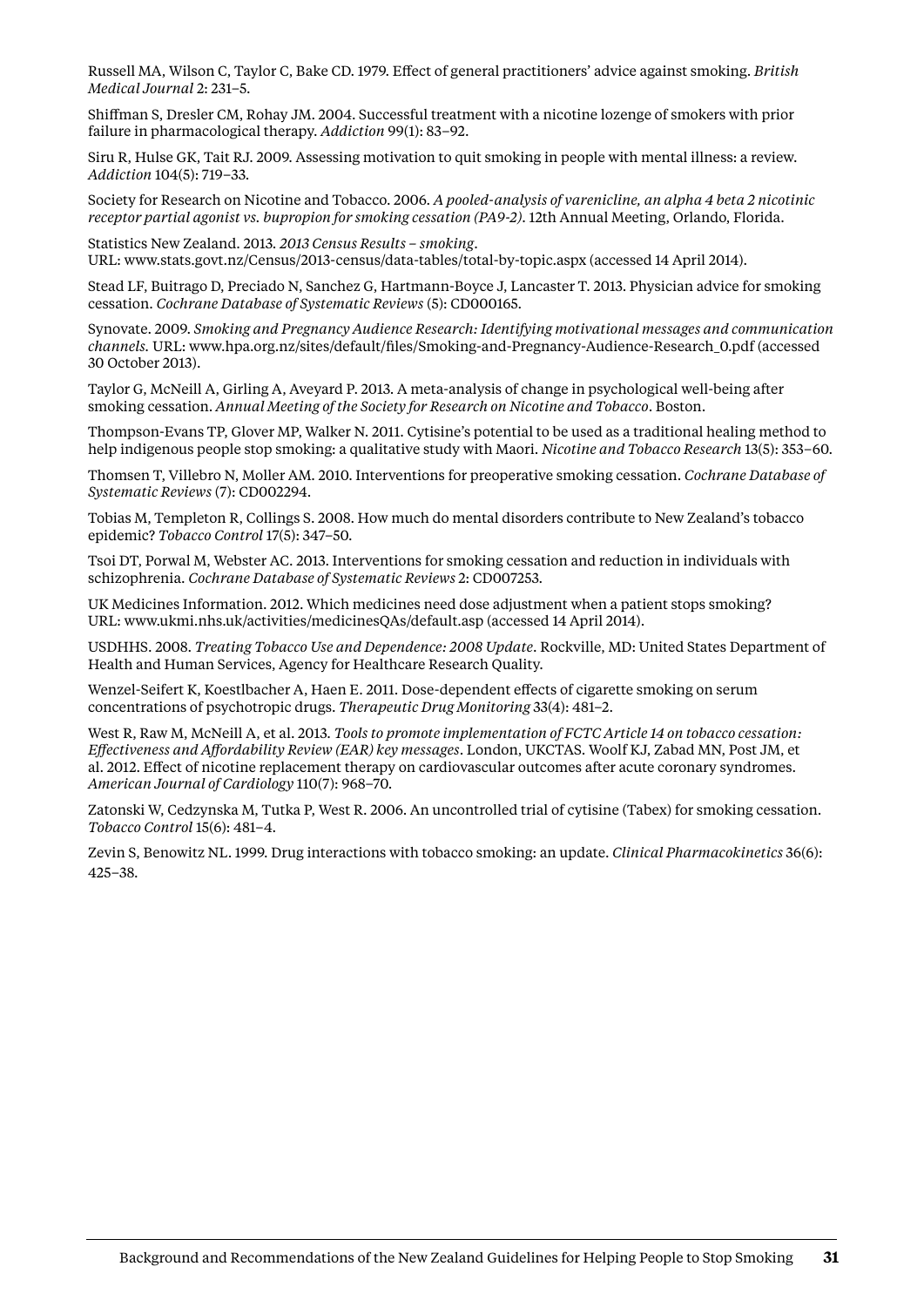Russell MA, Wilson C, Taylor C, Bake CD. 1979. Effect of general practitioners' advice against smoking. *British Medical Journal* 2: 231–5.

Shiffman S, Dresler CM, Rohay JM. 2004. Successful treatment with a nicotine lozenge of smokers with prior failure in pharmacological therapy. *Addiction* 99(1): 83–92.

Siru R, Hulse GK, Tait RJ. 2009. Assessing motivation to quit smoking in people with mental illness: a review. *Addiction* 104(5): 719–33.

Society for Research on Nicotine and Tobacco. 2006. *A pooled-analysis of varenicline, an alpha 4 beta 2 nicotinic receptor partial agonist vs. bupropion for smoking cessation (PA9-2)*. 12th Annual Meeting, Orlando, Florida.

Statistics New Zealand. 2013. *2013 Census Results – smoking*. URL: www.stats.govt.nz/Census/2013-census/data-tables/total-by-topic.aspx (accessed 14 April 2014).

Stead LF, Buitrago D, Preciado N, Sanchez G, Hartmann-Boyce J, Lancaster T. 2013. Physician advice for smoking cessation. *Cochrane Database of Systematic Reviews* (5): CD000165.

Synovate. 2009. *Smoking and Pregnancy Audience Research: Identifying motivational messages and communication channels.* URL: www.hpa.org.nz/sites/default/files/Smoking-and-Pregnancy-Audience-Research_0.pdf (accessed 30 October 2013).

Taylor G, McNeill A, Girling A, Aveyard P. 2013. A meta-analysis of change in psychological well-being after smoking cessation. *Annual Meeting of the Society for Research on Nicotine and Tobacco*. Boston.

Thompson-Evans TP, Glover MP, Walker N. 2011. Cytisine's potential to be used as a traditional healing method to help indigenous people stop smoking: a qualitative study with Maori. *Nicotine and Tobacco Research* 13(5): 353–60.

Thomsen T, Villebro N, Moller AM. 2010. Interventions for preoperative smoking cessation. *Cochrane Database of Systematic Reviews* (7): CD002294.

Tobias M, Templeton R, Collings S. 2008. How much do mental disorders contribute to New Zealand's tobacco epidemic? *Tobacco Control* 17(5): 347–50.

Tsoi DT, Porwal M, Webster AC. 2013. Interventions for smoking cessation and reduction in individuals with schizophrenia. *Cochrane Database of Systematic Reviews* 2: CD007253.

UK Medicines Information. 2012. Which medicines need dose adjustment when a patient stops smoking? URL: www.ukmi.nhs.uk/activities/medicinesQAs/default.asp (accessed 14 April 2014).

USDHHS. 2008. *Treating Tobacco Use and Dependence: 2008 Update*. Rockville, MD: United States Department of Health and Human Services, Agency for Healthcare Research Quality.

Wenzel-Seifert K, Koestlbacher A, Haen E. 2011. Dose-dependent effects of cigarette smoking on serum concentrations of psychotropic drugs. *Therapeutic Drug Monitoring* 33(4): 481–2.

West R, Raw M, McNeill A, et al. 2013. *Tools to promote implementation of FCTC Article 14 on tobacco cessation: Effectiveness and Affordability Review (EAR) key messages*. London, UKCTAS. Woolf KJ, Zabad MN, Post JM, et al. 2012. Effect of nicotine replacement therapy on cardiovascular outcomes after acute coronary syndromes. *American Journal of Cardiology* 110(7): 968–70.

Zatonski W, Cedzynska M, Tutka P, West R. 2006. An uncontrolled trial of cytisine (Tabex) for smoking cessation. *Tobacco Control* 15(6): 481–4.

Zevin S, Benowitz NL. 1999. Drug interactions with tobacco smoking: an update. *Clinical Pharmacokinetics* 36(6): 425–38.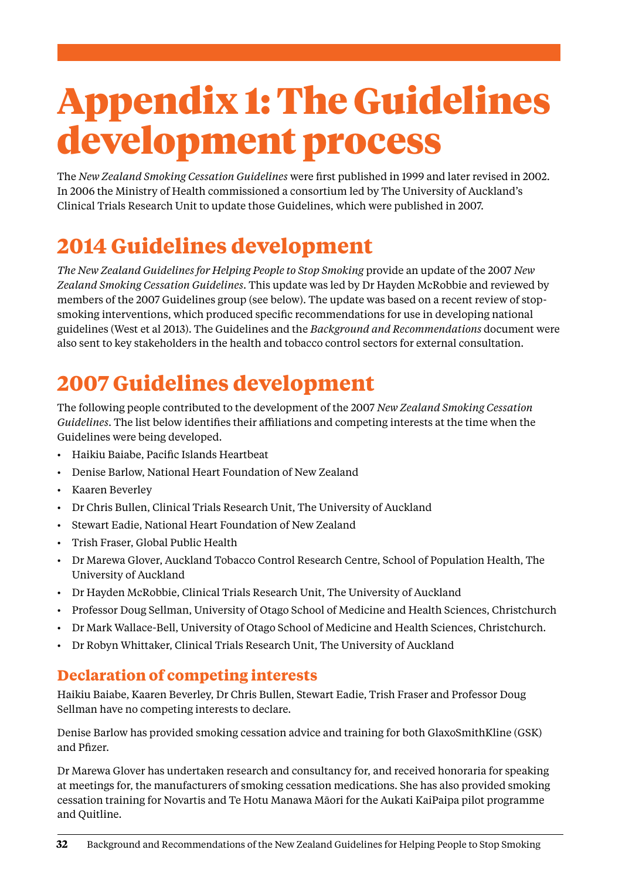# Appendix 1: The Guidelines development process

The *New Zealand Smoking Cessation Guidelines* were first published in 1999 and later revised in 2002. In 2006 the Ministry of Health commissioned a consortium led by The University of Auckland's Clinical Trials Research Unit to update those Guidelines, which were published in 2007.

## 2014 Guidelines development

*The New Zealand Guidelines for Helping People to Stop Smoking* provide an update of the 2007 *New Zealand Smoking Cessation Guidelines*. This update was led by Dr Hayden McRobbie and reviewed by members of the 2007 Guidelines group (see below). The update was based on a recent review of stop-smoking interventions, which produced specific recommendations for use in developing national guidelines (West et al 2013). The Guidelines and the *Background and Recommendations* document were also sent to key stakeholders in the health and tobacco control sectors for external consultation.

## 2007 Guidelines development

The following people contributed to the development of the 2007 *New Zealand Smoking Cessation Guidelines*. The list below identifies their affiliations and competing interests at the time when the Guidelines were being developed.

- Haikiu Baiabe, Pacific Islands Heartbeat
- Denise Barlow, National Heart Foundation of New Zealand
- Kaaren Beverley
- Dr Chris Bullen, Clinical Trials Research Unit, The University of Auckland
- Stewart Eadie, National Heart Foundation of New Zealand
- Trish Fraser, Global Public Health
- Dr Marewa Glover, Auckland Tobacco Control Research Centre, School of Population Health, The University of Auckland
- Dr Hayden McRobbie, Clinical Trials Research Unit, The University of Auckland
- Professor Doug Sellman, University of Otago School of Medicine and Health Sciences, Christchurch
- Dr Mark Wallace-Bell, University of Otago School of Medicine and Health Sciences, Christchurch.
- Dr Robyn Whittaker, Clinical Trials Research Unit, The University of Auckland

### Declaration of competing interests

Haikiu Baiabe, Kaaren Beverley, Dr Chris Bullen, Stewart Eadie, Trish Fraser and Professor Doug Sellman have no competing interests to declare.

Denise Barlow has provided smoking cessation advice and training for both GlaxoSmithKline (GSK) and Pfizer.

Dr Marewa Glover has undertaken research and consultancy for, and received honoraria for speaking at meetings for, the manufacturers of smoking cessation medications. She has also provided smoking cessation training for Novartis and Te Hotu Manawa Māori for the Aukati KaiPaipa pilot programme and Quitline.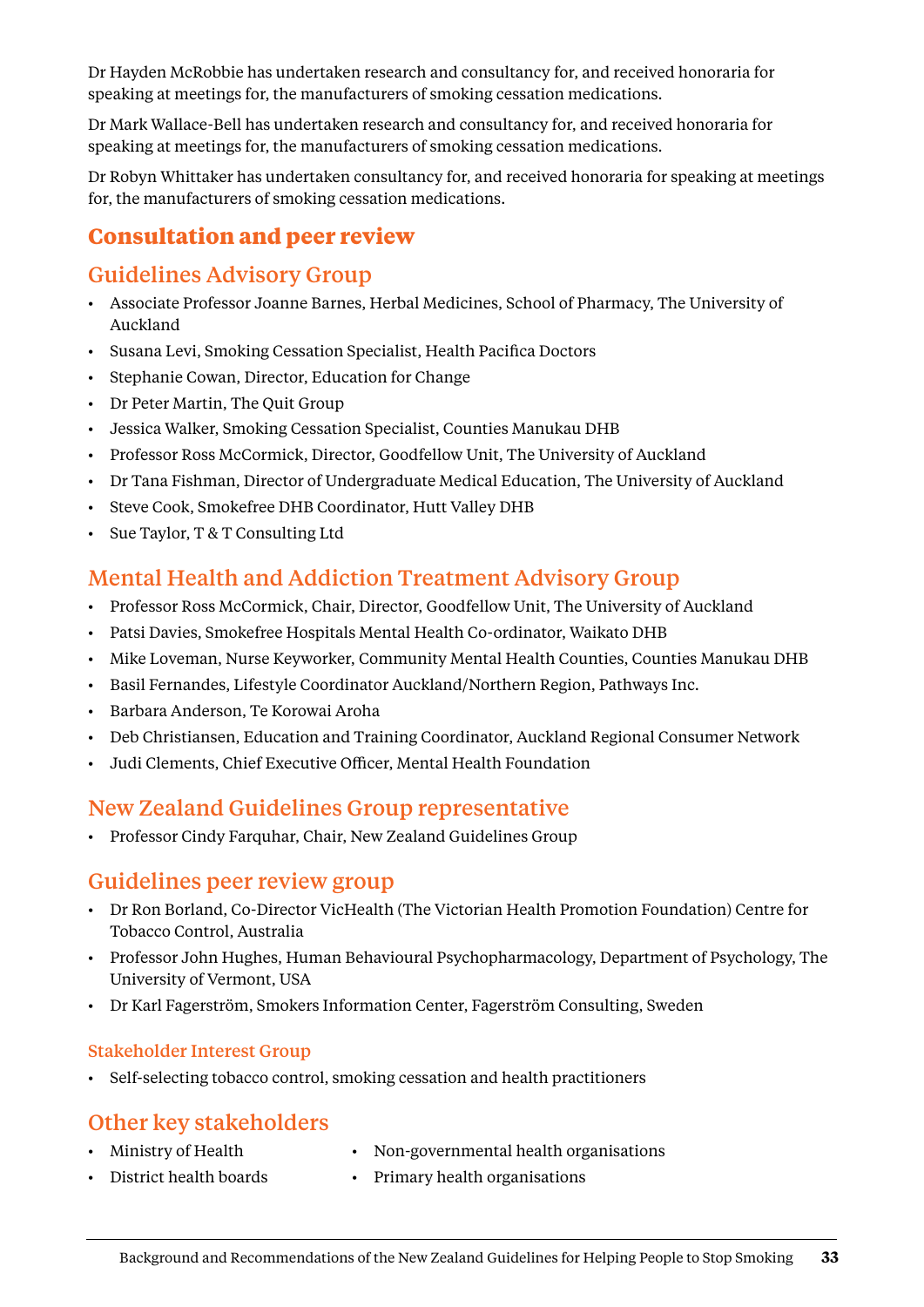Dr Hayden McRobbie has undertaken research and consultancy for, and received honoraria for speaking at meetings for, the manufacturers of smoking cessation medications.

Dr Mark Wallace-Bell has undertaken research and consultancy for, and received honoraria for speaking at meetings for, the manufacturers of smoking cessation medications.

Dr Robyn Whittaker has undertaken consultancy for, and received honoraria for speaking at meetings for, the manufacturers of smoking cessation medications.

## Consultation and peer review

### Guidelines Advisory Group

- Associate Professor Joanne Barnes, Herbal Medicines, School of Pharmacy, The University of Auckland
- Susana Levi, Smoking Cessation Specialist, Health Pacifica Doctors
- Stephanie Cowan, Director, Education for Change
- Dr Peter Martin, The Quit Group
- Jessica Walker, Smoking Cessation Specialist, Counties Manukau DHB
- Professor Ross McCormick, Director, Goodfellow Unit, The University of Auckland
- Dr Tana Fishman, Director of Undergraduate Medical Education, The University of Auckland
- Steve Cook, Smokefree DHB Coordinator, Hutt Valley DHB
- Sue Taylor, T & T Consulting Ltd

### Mental Health and Addiction Treatment Advisory Group

- Professor Ross McCormick, Chair, Director, Goodfellow Unit, The University of Auckland
- Patsi Davies, Smokefree Hospitals Mental Health Co-ordinator, Waikato DHB
- Mike Loveman, Nurse Keyworker, Community Mental Health Counties, Counties Manukau DHB
- Basil Fernandes, Lifestyle Coordinator Auckland/Northern Region, Pathways Inc.
- Barbara Anderson, Te Korowai Aroha
- Deb Christiansen, Education and Training Coordinator, Auckland Regional Consumer Network
- Judi Clements, Chief Executive Officer, Mental Health Foundation

### New Zealand Guidelines Group representative

- Professor Cindy Farquhar, Chair, New Zealand Guidelines Group

### Guidelines peer review group

- Dr Ron Borland, Co-Director VicHealth (The Victorian Health Promotion Foundation) Centre for Tobacco Control, Australia
- Professor John Hughes, Human Behavioural Psychopharmacology, Department of Psychology, The University of Vermont, USA
- Dr Karl Fagerström, Smokers Information Center, Fagerström Consulting, Sweden

#### Stakeholder Interest Group

- Self-selecting tobacco control, smoking cessation and health practitioners

### Other key stakeholders

- Ministry of Health
- District health boards
- Non-governmental health organisations
- Primary health organisations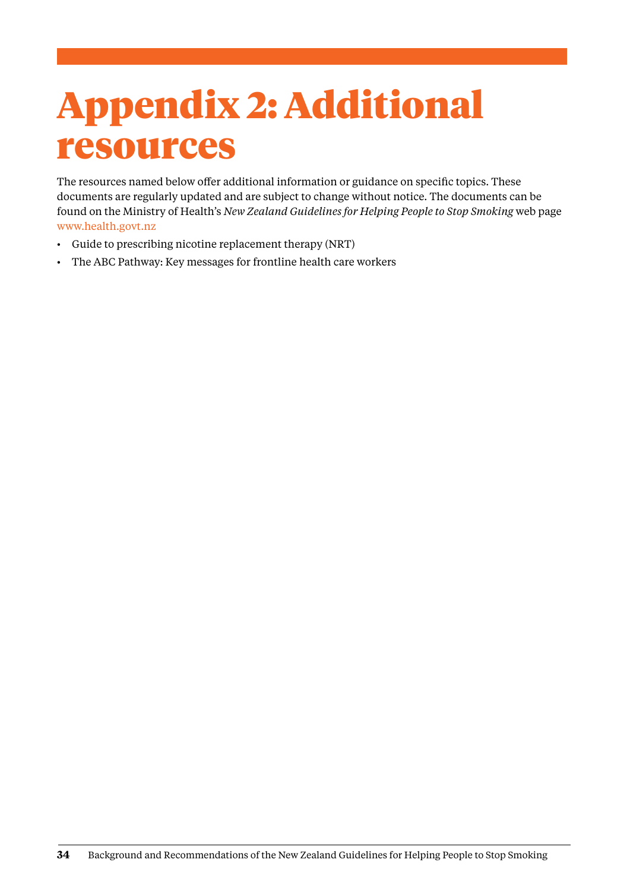# Appendix 2: Additional resources

The resources named below offer additional information or guidance on specific topics. These documents are regularly updated and are subject to change without notice. The documents can be found on the Ministry of Health's *New Zealand Guidelines for Helping People to Stop Smoking* web page www.health.govt.nz

- Guide to prescribing nicotine replacement therapy (NRT)
- The ABC Pathway: Key messages for frontline health care workers